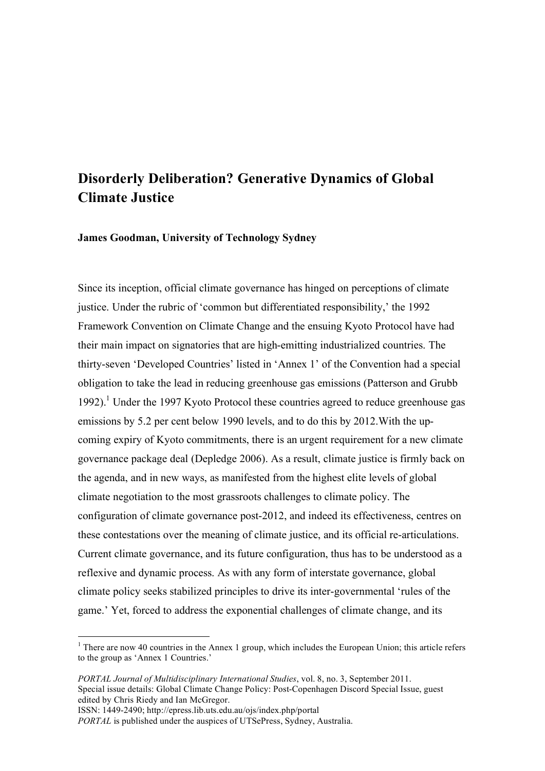# Disorderly Deliberation? Generative Dynamics of Global Climate Justice

**James Goodman, University of Technology Sydney**

Since its inception, official climate governance has hinged on perceptions of climate justice. Under the rubric of 'common but differentiated responsibility,' the 1992 Framework Convention on Climate Change and the ensuing Kyoto Protocol have had their main impact on signatories that are high-emitting industrialized countries. The thirty-seven 'Developed Countries' listed in 'Annex 1' of the Convention had a special obligation to take the lead in reducing greenhouse gas emissions (Patterson and Grubb 1992).[1] Under the 1997 Kyoto Protocol these countries agreed to reduce greenhouse gas emissions by 5.2 per cent below 1990 levels, and to do this by 2012.With the up-coming expiry of Kyoto commitments, there is an urgent requirement for a new climate governance package deal (Depledge 2006). As a result, climate justice is firmly back on the agenda, and in new ways, as manifested from the highest elite levels of global climate negotiation to the most grassroots challenges to climate policy. The configuration of climate governance post-2012, and indeed its effectiveness, centres on these contestations over the meaning of climate justice, and its official re-articulations. Current climate governance, and its future configuration, thus has to be understood as a reflexive and dynamic process. As with any form of interstate governance, global climate policy seeks stabilized principles to drive its inter-governmental 'rules of the game.' Yet, forced to address the exponential challenges of climate change, and its

[1] There are now 40 countries in the Annex 1 group, which includes the European Union; this article refers to the group as 'Annex 1 Countries.'

*PORTAL Journal of Multidisciplinary International Studies*, vol. 8, no. 3, September 2011.
Special issue details: Global Climate Change Policy: Post-Copenhagen Discord Special Issue, guest edited by Chris Riedy and Ian McGregor.
ISSN: 1449-2490; http://epress.lib.uts.edu.au/ojs/index.php/portal
*PORTAL* is published under the auspices of UTSePress, Sydney, Australia.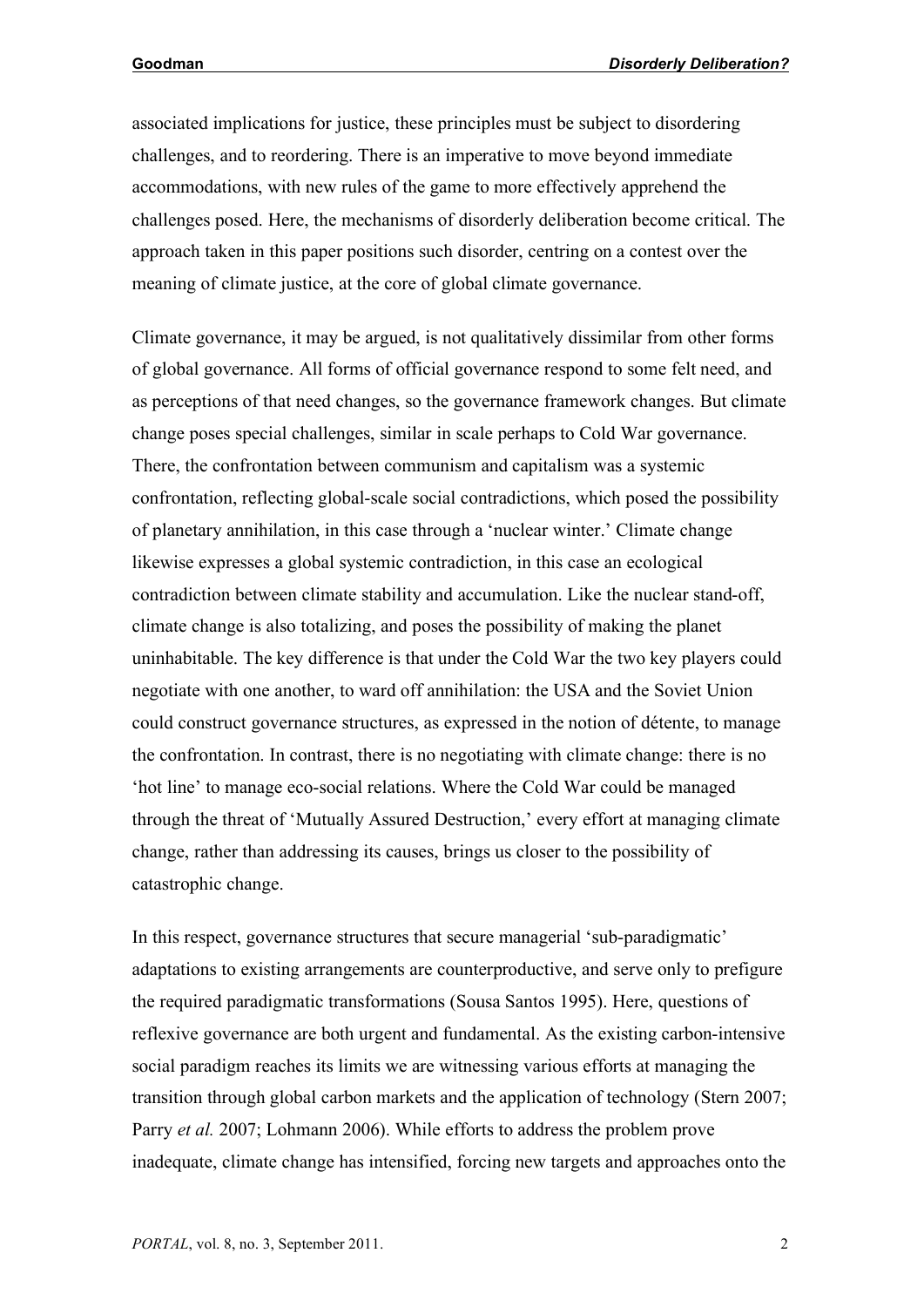associated implications for justice, these principles must be subject to disordering challenges, and to reordering. There is an imperative to move beyond immediate accommodations, with new rules of the game to more effectively apprehend the challenges posed. Here, the mechanisms of disorderly deliberation become critical. The approach taken in this paper positions such disorder, centring on a contest over the meaning of climate justice, at the core of global climate governance.

Climate governance, it may be argued, is not qualitatively dissimilar from other forms of global governance. All forms of official governance respond to some felt need, and as perceptions of that need changes, so the governance framework changes. But climate change poses special challenges, similar in scale perhaps to Cold War governance. There, the confrontation between communism and capitalism was a systemic confrontation, reflecting global-scale social contradictions, which posed the possibility of planetary annihilation, in this case through a 'nuclear winter.' Climate change likewise expresses a global systemic contradiction, in this case an ecological contradiction between climate stability and accumulation. Like the nuclear stand-off, climate change is also totalizing, and poses the possibility of making the planet uninhabitable. The key difference is that under the Cold War the two key players could negotiate with one another, to ward off annihilation: the USA and the Soviet Union could construct governance structures, as expressed in the notion of détente, to manage the confrontation. In contrast, there is no negotiating with climate change: there is no 'hot line' to manage eco-social relations. Where the Cold War could be managed through the threat of 'Mutually Assured Destruction,' every effort at managing climate change, rather than addressing its causes, brings us closer to the possibility of catastrophic change.

In this respect, governance structures that secure managerial 'sub-paradigmatic' adaptations to existing arrangements are counterproductive, and serve only to prefigure the required paradigmatic transformations (Sousa Santos 1995). Here, questions of reflexive governance are both urgent and fundamental. As the existing carbon-intensive social paradigm reaches its limits we are witnessing various efforts at managing the transition through global carbon markets and the application of technology (Stern 2007; Parry *et al.* 2007; Lohmann 2006). While efforts to address the problem prove inadequate, climate change has intensified, forcing new targets and approaches onto the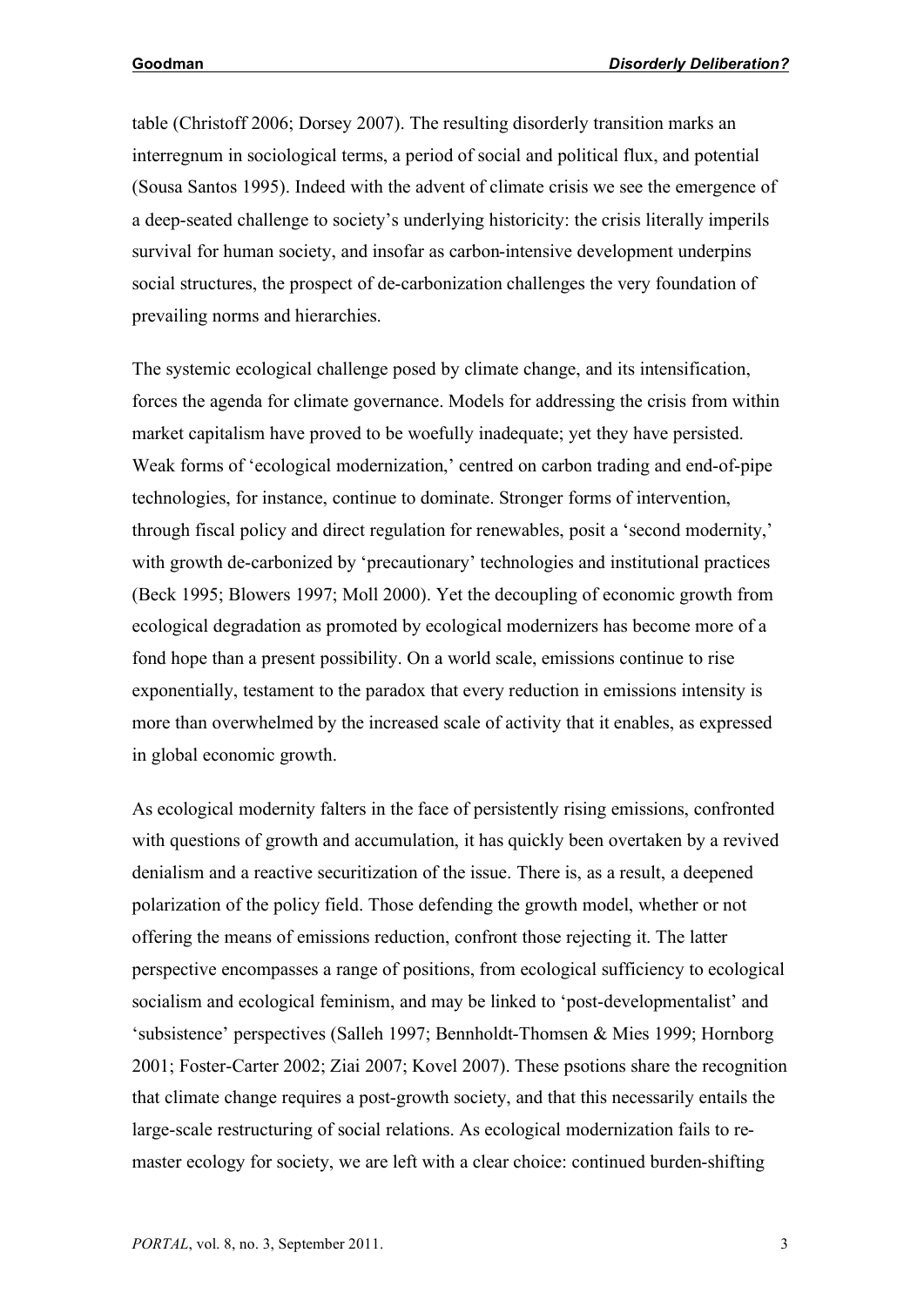table (Christoff 2006; Dorsey 2007). The resulting disorderly transition marks an interregnum in sociological terms, a period of social and political flux, and potential (Sousa Santos 1995). Indeed with the advent of climate crisis we see the emergence of a deep-seated challenge to society's underlying historicity: the crisis literally imperils survival for human society, and insofar as carbon-intensive development underpins social structures, the prospect of de-carbonization challenges the very foundation of prevailing norms and hierarchies.

The systemic ecological challenge posed by climate change, and its intensification, forces the agenda for climate governance. Models for addressing the crisis from within market capitalism have proved to be woefully inadequate; yet they have persisted. Weak forms of 'ecological modernization,' centred on carbon trading and end-of-pipe technologies, for instance, continue to dominate. Stronger forms of intervention, through fiscal policy and direct regulation for renewables, posit a 'second modernity,' with growth de-carbonized by 'precautionary' technologies and institutional practices (Beck 1995; Blowers 1997; Moll 2000). Yet the decoupling of economic growth from ecological degradation as promoted by ecological modernizers has become more of a fond hope than a present possibility. On a world scale, emissions continue to rise exponentially, testament to the paradox that every reduction in emissions intensity is more than overwhelmed by the increased scale of activity that it enables, as expressed in global economic growth.

As ecological modernity falters in the face of persistently rising emissions, confronted with questions of growth and accumulation, it has quickly been overtaken by a revived denialism and a reactive securitization of the issue. There is, as a result, a deepened polarization of the policy field. Those defending the growth model, whether or not offering the means of emissions reduction, confront those rejecting it. The latter perspective encompasses a range of positions, from ecological sufficiency to ecological socialism and ecological feminism, and may be linked to 'post-developmentalist' and 'subsistence' perspectives (Salleh 1997; Bennholdt-Thomsen & Mies 1999; Hornborg 2001; Foster-Carter 2002; Ziai 2007; Kovel 2007). These psotions share the recognition that climate change requires a post-growth society, and that this necessarily entails the large-scale restructuring of social relations. As ecological modernization fails to re-master ecology for society, we are left with a clear choice: continued burden-shifting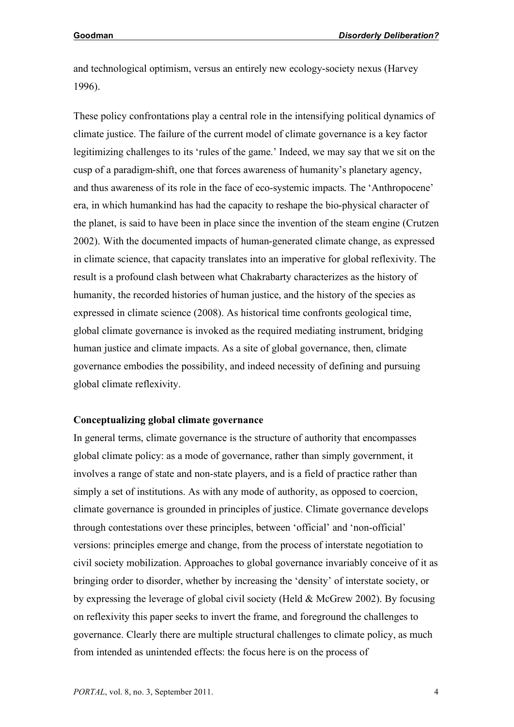and technological optimism, versus an entirely new ecology-society nexus (Harvey 1996).

These policy confrontations play a central role in the intensifying political dynamics of climate justice. The failure of the current model of climate governance is a key factor legitimizing challenges to its 'rules of the game.' Indeed, we may say that we sit on the cusp of a paradigm-shift, one that forces awareness of humanity's planetary agency, and thus awareness of its role in the face of eco-systemic impacts. The 'Anthropocene' era, in which humankind has had the capacity to reshape the bio-physical character of the planet, is said to have been in place since the invention of the steam engine (Crutzen 2002). With the documented impacts of human-generated climate change, as expressed in climate science, that capacity translates into an imperative for global reflexivity. The result is a profound clash between what Chakrabarty characterizes as the history of humanity, the recorded histories of human justice, and the history of the species as expressed in climate science (2008). As historical time confronts geological time, global climate governance is invoked as the required mediating instrument, bridging human justice and climate impacts. As a site of global governance, then, climate governance embodies the possibility, and indeed necessity of defining and pursuing global climate reflexivity.

**Conceptualizing global climate governance**

In general terms, climate governance is the structure of authority that encompasses global climate policy: as a mode of governance, rather than simply government, it involves a range of state and non-state players, and is a field of practice rather than simply a set of institutions. As with any mode of authority, as opposed to coercion, climate governance is grounded in principles of justice. Climate governance develops through contestations over these principles, between 'official' and 'non-official' versions: principles emerge and change, from the process of interstate negotiation to civil society mobilization. Approaches to global governance invariably conceive of it as bringing order to disorder, whether by increasing the 'density' of interstate society, or by expressing the leverage of global civil society (Held & McGrew 2002). By focusing on reflexivity this paper seeks to invert the frame, and foreground the challenges to governance. Clearly there are multiple structural challenges to climate policy, as much from intended as unintended effects: the focus here is on the process of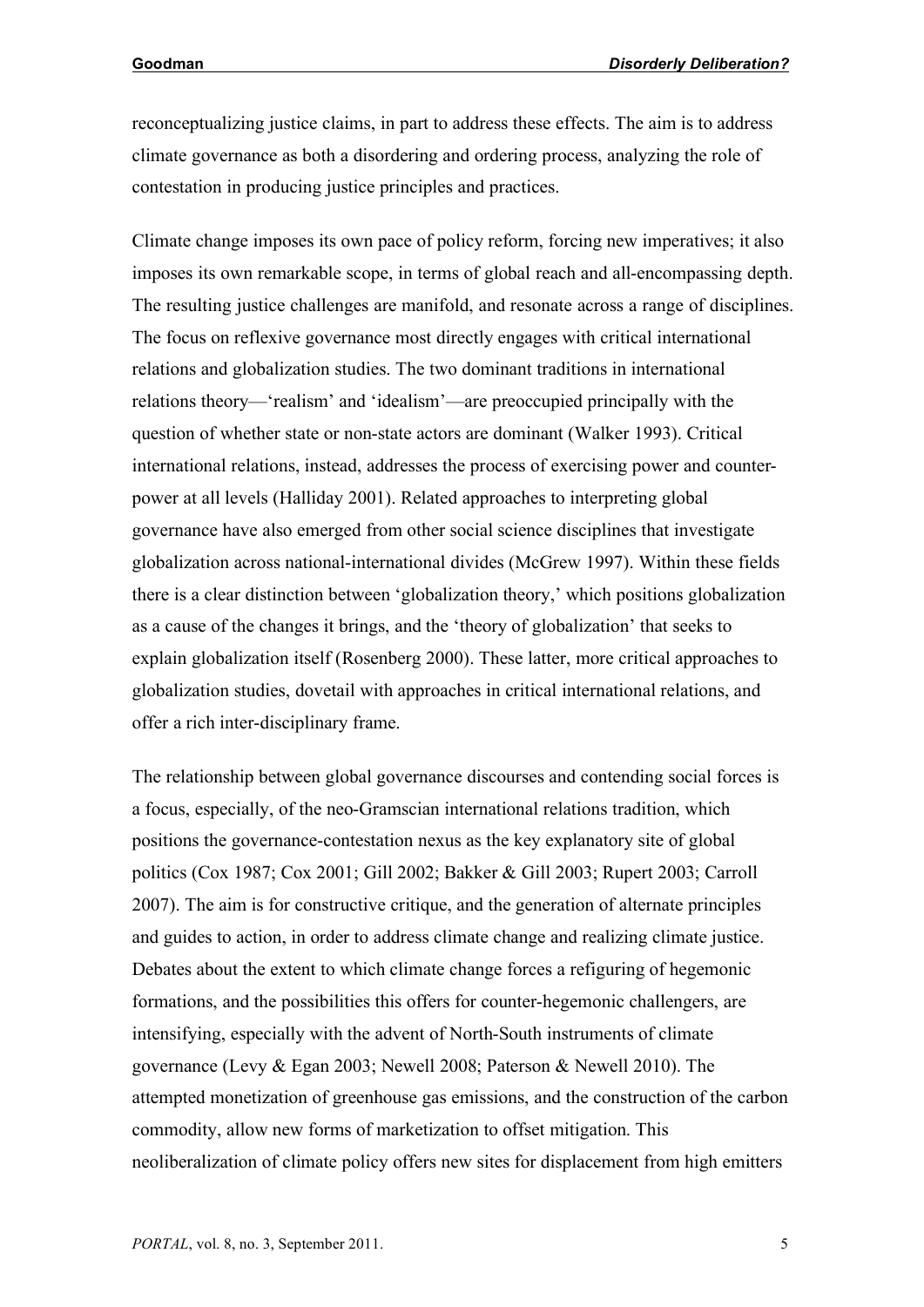reconceptualizing justice claims, in part to address these effects. The aim is to address climate governance as both a disordering and ordering process, analyzing the role of contestation in producing justice principles and practices.

Climate change imposes its own pace of policy reform, forcing new imperatives; it also imposes its own remarkable scope, in terms of global reach and all-encompassing depth. The resulting justice challenges are manifold, and resonate across a range of disciplines. The focus on reflexive governance most directly engages with critical international relations and globalization studies. The two dominant traditions in international relations theory—'realism' and 'idealism'—are preoccupied principally with the question of whether state or non-state actors are dominant (Walker 1993). Critical international relations, instead, addresses the process of exercising power and counter-power at all levels (Halliday 2001). Related approaches to interpreting global governance have also emerged from other social science disciplines that investigate globalization across national-international divides (McGrew 1997). Within these fields there is a clear distinction between 'globalization theory,' which positions globalization as a cause of the changes it brings, and the 'theory of globalization' that seeks to explain globalization itself (Rosenberg 2000). These latter, more critical approaches to globalization studies, dovetail with approaches in critical international relations, and offer a rich inter-disciplinary frame.

The relationship between global governance discourses and contending social forces is a focus, especially, of the neo-Gramscian international relations tradition, which positions the governance-contestation nexus as the key explanatory site of global politics (Cox 1987; Cox 2001; Gill 2002; Bakker & Gill 2003; Rupert 2003; Carroll 2007). The aim is for constructive critique, and the generation of alternate principles and guides to action, in order to address climate change and realizing climate justice. Debates about the extent to which climate change forces a refiguring of hegemonic formations, and the possibilities this offers for counter-hegemonic challengers, are intensifying, especially with the advent of North-South instruments of climate governance (Levy & Egan 2003; Newell 2008; Paterson & Newell 2010). The attempted monetization of greenhouse gas emissions, and the construction of the carbon commodity, allow new forms of marketization to offset mitigation. This neoliberalization of climate policy offers new sites for displacement from high emitters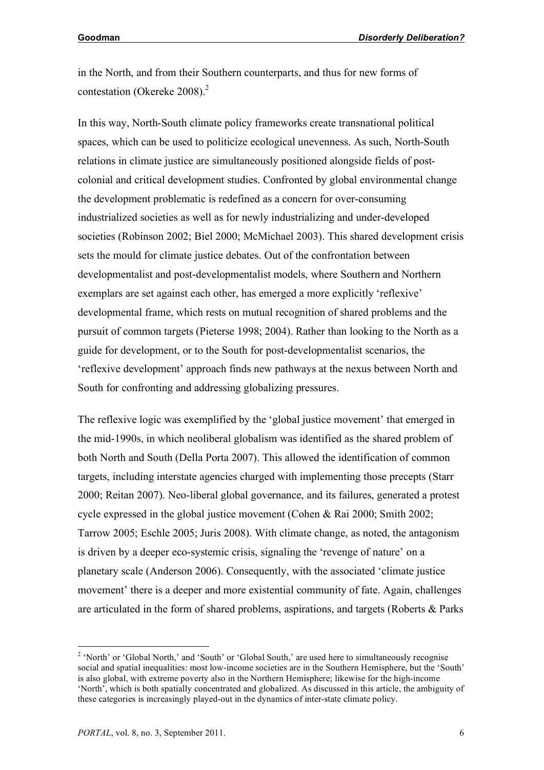in the North, and from their Southern counterparts, and thus for new forms of contestation (Okereke 2008).[2]

In this way, North-South climate policy frameworks create transnational political spaces, which can be used to politicize ecological unevenness. As such, North-South relations in climate justice are simultaneously positioned alongside fields of post-colonial and critical development studies. Confronted by global environmental change the development problematic is redefined as a concern for over-consuming industrialized societies as well as for newly industrializing and under-developed societies (Robinson 2002; Biel 2000; McMichael 2003). This shared development crisis sets the mould for climate justice debates. Out of the confrontation between developmentalist and post-developmentalist models, where Southern and Northern exemplars are set against each other, has emerged a more explicitly 'reflexive' developmental frame, which rests on mutual recognition of shared problems and the pursuit of common targets (Pieterse 1998; 2004). Rather than looking to the North as a guide for development, or to the South for post-developmentalist scenarios, the 'reflexive development' approach finds new pathways at the nexus between North and South for confronting and addressing globalizing pressures.

The reflexive logic was exemplified by the 'global justice movement' that emerged in the mid-1990s, in which neoliberal globalism was identified as the shared problem of both North and South (Della Porta 2007). This allowed the identification of common targets, including interstate agencies charged with implementing those precepts (Starr 2000; Reitan 2007). Neo-liberal global governance, and its failures, generated a protest cycle expressed in the global justice movement (Cohen & Rai 2000; Smith 2002; Tarrow 2005; Eschle 2005; Juris 2008). With climate change, as noted, the antagonism is driven by a deeper eco-systemic crisis, signaling the 'revenge of nature' on a planetary scale (Anderson 2006). Consequently, with the associated 'climate justice movement' there is a deeper and more existential community of fate. Again, challenges are articulated in the form of shared problems, aspirations, and targets (Roberts & Parks

[2] 'North' or 'Global North,' and 'South' or 'Global South,' are used here to simultaneously recognise social and spatial inequalities: most low-income societies are in the Southern Hemisphere, but the 'South' is also global, with extreme poverty also in the Northern Hemisphere; likewise for the high-income 'North', which is both spatially concentrated and globalized. As discussed in this article, the ambiguity of these categories is increasingly played-out in the dynamics of inter-state climate policy.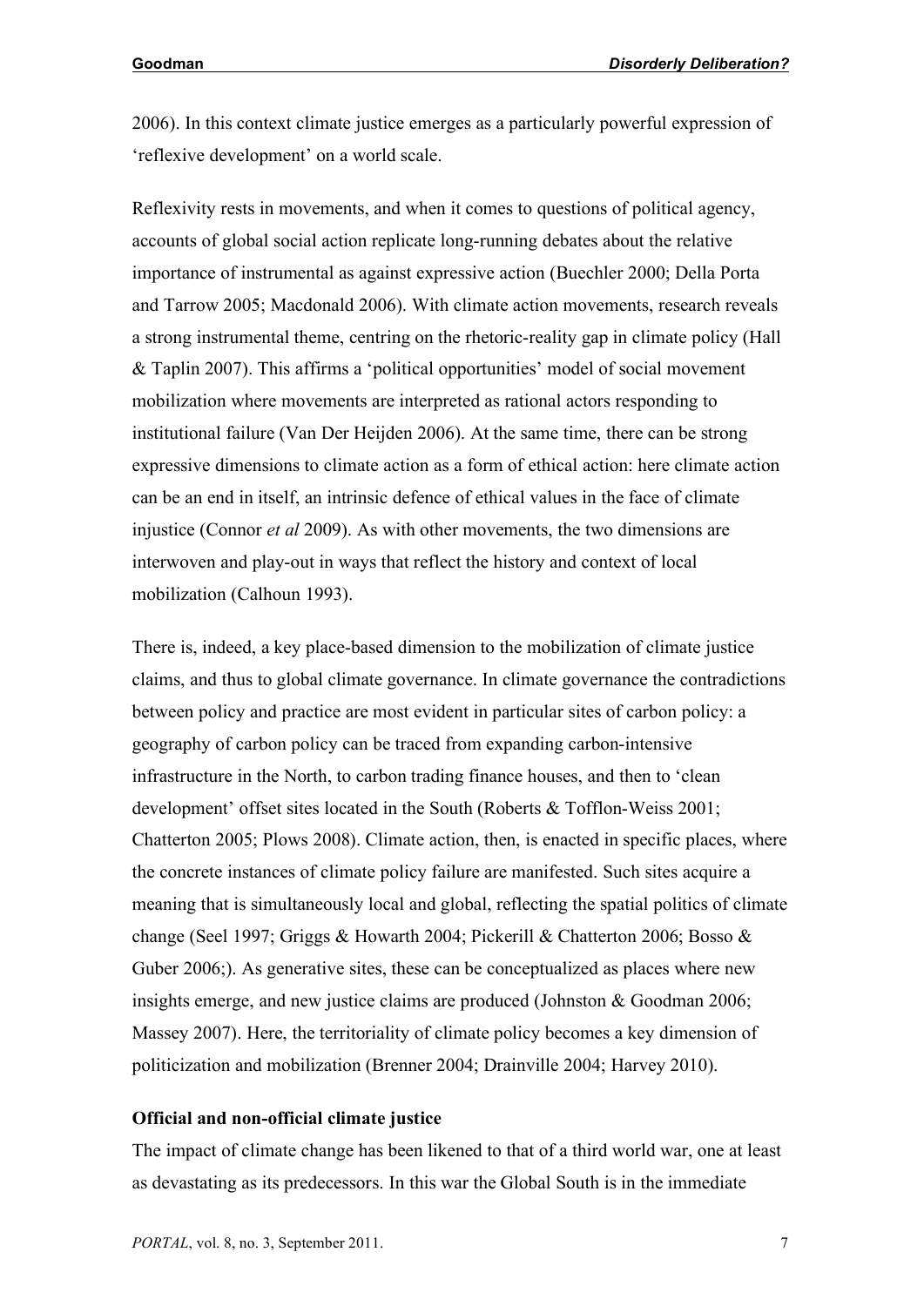2006). In this context climate justice emerges as a particularly powerful expression of 'reflexive development' on a world scale.

Reflexivity rests in movements, and when it comes to questions of political agency, accounts of global social action replicate long-running debates about the relative importance of instrumental as against expressive action (Buechler 2000; Della Porta and Tarrow 2005; Macdonald 2006). With climate action movements, research reveals a strong instrumental theme, centring on the rhetoric-reality gap in climate policy (Hall & Taplin 2007). This affirms a 'political opportunities' model of social movement mobilization where movements are interpreted as rational actors responding to institutional failure (Van Der Heijden 2006). At the same time, there can be strong expressive dimensions to climate action as a form of ethical action: here climate action can be an end in itself, an intrinsic defence of ethical values in the face of climate injustice (Connor *et al* 2009). As with other movements, the two dimensions are interwoven and play-out in ways that reflect the history and context of local mobilization (Calhoun 1993).

There is, indeed, a key place-based dimension to the mobilization of climate justice claims, and thus to global climate governance. In climate governance the contradictions between policy and practice are most evident in particular sites of carbon policy: a geography of carbon policy can be traced from expanding carbon-intensive infrastructure in the North, to carbon trading finance houses, and then to 'clean development' offset sites located in the South (Roberts & Tofflon-Weiss 2001; Chatterton 2005; Plows 2008). Climate action, then, is enacted in specific places, where the concrete instances of climate policy failure are manifested. Such sites acquire a meaning that is simultaneously local and global, reflecting the spatial politics of climate change (Seel 1997; Griggs & Howarth 2004; Pickerill & Chatterton 2006; Bosso & Guber 2006;). As generative sites, these can be conceptualized as places where new insights emerge, and new justice claims are produced (Johnston & Goodman 2006; Massey 2007). Here, the territoriality of climate policy becomes a key dimension of politicization and mobilization (Brenner 2004; Drainville 2004; Harvey 2010).

**Official and non-official climate justice**

The impact of climate change has been likened to that of a third world war, one at least as devastating as its predecessors. In this war the Global South is in the immediate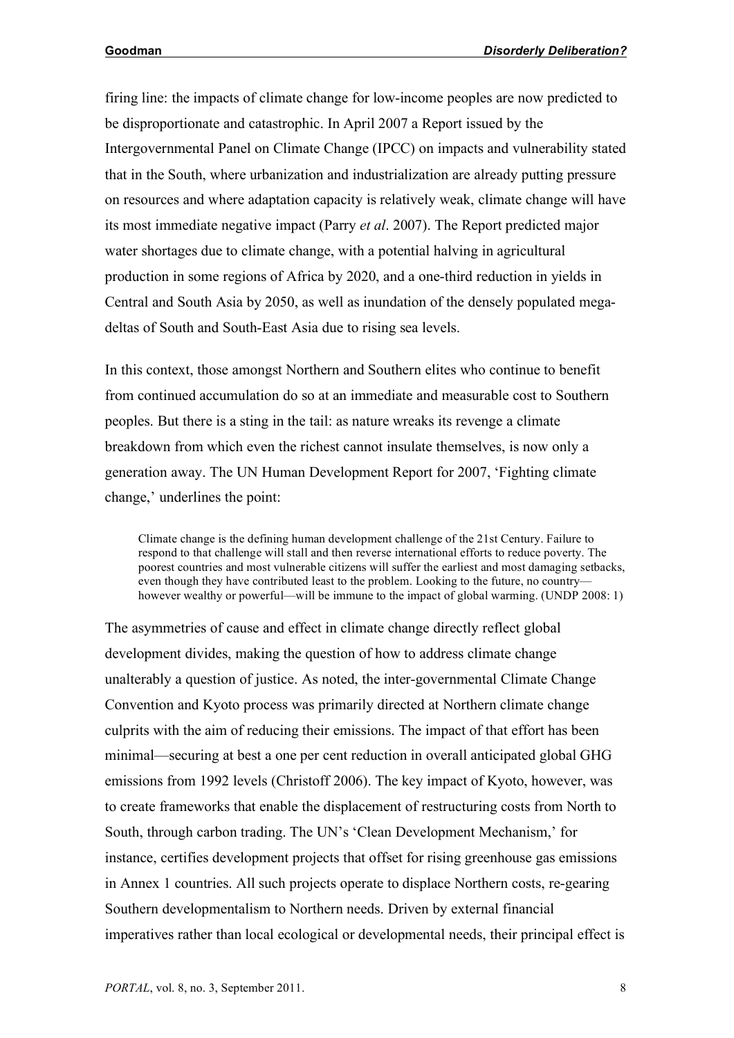firing line: the impacts of climate change for low-income peoples are now predicted to be disproportionate and catastrophic. In April 2007 a Report issued by the Intergovernmental Panel on Climate Change (IPCC) on impacts and vulnerability stated that in the South, where urbanization and industrialization are already putting pressure on resources and where adaptation capacity is relatively weak, climate change will have its most immediate negative impact (Parry *et al*. 2007). The Report predicted major water shortages due to climate change, with a potential halving in agricultural production in some regions of Africa by 2020, and a one-third reduction in yields in Central and South Asia by 2050, as well as inundation of the densely populated mega-deltas of South and South-East Asia due to rising sea levels.

In this context, those amongst Northern and Southern elites who continue to benefit from continued accumulation do so at an immediate and measurable cost to Southern peoples. But there is a sting in the tail: as nature wreaks its revenge a climate breakdown from which even the richest cannot insulate themselves, is now only a generation away. The UN Human Development Report for 2007, 'Fighting climate change,' underlines the point:

> Climate change is the defining human development challenge of the 21st Century. Failure to respond to that challenge will stall and then reverse international efforts to reduce poverty. The poorest countries and most vulnerable citizens will suffer the earliest and most damaging setbacks, even though they have contributed least to the problem. Looking to the future, no country—however wealthy or powerful—will be immune to the impact of global warming. (UNDP 2008: 1)

The asymmetries of cause and effect in climate change directly reflect global development divides, making the question of how to address climate change unalterably a question of justice. As noted, the inter-governmental Climate Change Convention and Kyoto process was primarily directed at Northern climate change culprits with the aim of reducing their emissions. The impact of that effort has been minimal—securing at best a one per cent reduction in overall anticipated global GHG emissions from 1992 levels (Christoff 2006). The key impact of Kyoto, however, was to create frameworks that enable the displacement of restructuring costs from North to South, through carbon trading. The UN's 'Clean Development Mechanism,' for instance, certifies development projects that offset for rising greenhouse gas emissions in Annex 1 countries. All such projects operate to displace Northern costs, re-gearing Southern developmentalism to Northern needs. Driven by external financial imperatives rather than local ecological or developmental needs, their principal effect is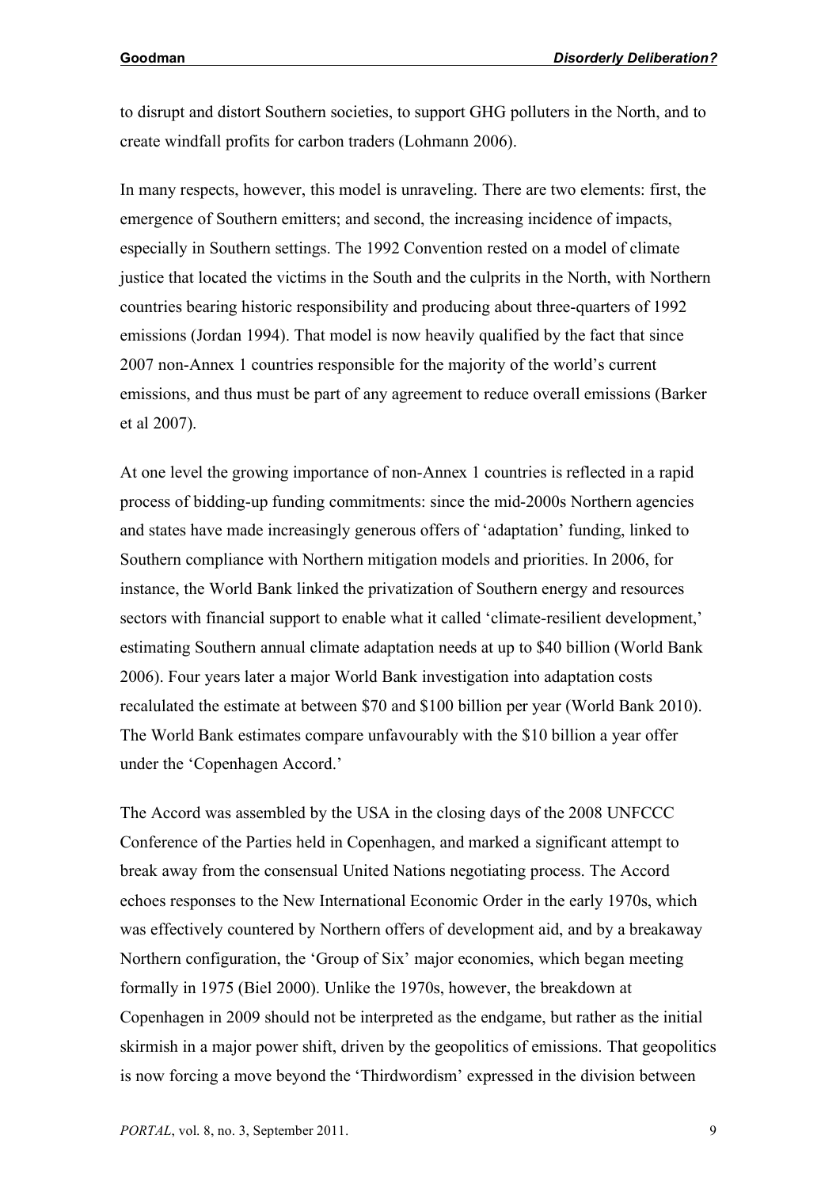to disrupt and distort Southern societies, to support GHG polluters in the North, and to create windfall profits for carbon traders (Lohmann 2006).

In many respects, however, this model is unraveling. There are two elements: first, the emergence of Southern emitters; and second, the increasing incidence of impacts, especially in Southern settings. The 1992 Convention rested on a model of climate justice that located the victims in the South and the culprits in the North, with Northern countries bearing historic responsibility and producing about three-quarters of 1992 emissions (Jordan 1994). That model is now heavily qualified by the fact that since 2007 non-Annex 1 countries responsible for the majority of the world's current emissions, and thus must be part of any agreement to reduce overall emissions (Barker et al 2007).

At one level the growing importance of non-Annex 1 countries is reflected in a rapid process of bidding-up funding commitments: since the mid-2000s Northern agencies and states have made increasingly generous offers of 'adaptation' funding, linked to Southern compliance with Northern mitigation models and priorities. In 2006, for instance, the World Bank linked the privatization of Southern energy and resources sectors with financial support to enable what it called 'climate-resilient development,' estimating Southern annual climate adaptation needs at up to $40 billion (World Bank 2006). Four years later a major World Bank investigation into adaptation costs recalulated the estimate at between $70 and $100 billion per year (World Bank 2010). The World Bank estimates compare unfavourably with the $10 billion a year offer under the 'Copenhagen Accord.'

The Accord was assembled by the USA in the closing days of the 2008 UNFCCC Conference of the Parties held in Copenhagen, and marked a significant attempt to break away from the consensual United Nations negotiating process. The Accord echoes responses to the New International Economic Order in the early 1970s, which was effectively countered by Northern offers of development aid, and by a breakaway Northern configuration, the 'Group of Six' major economies, which began meeting formally in 1975 (Biel 2000). Unlike the 1970s, however, the breakdown at Copenhagen in 2009 should not be interpreted as the endgame, but rather as the initial skirmish in a major power shift, driven by the geopolitics of emissions. That geopolitics is now forcing a move beyond the 'Thirdwordism' expressed in the division between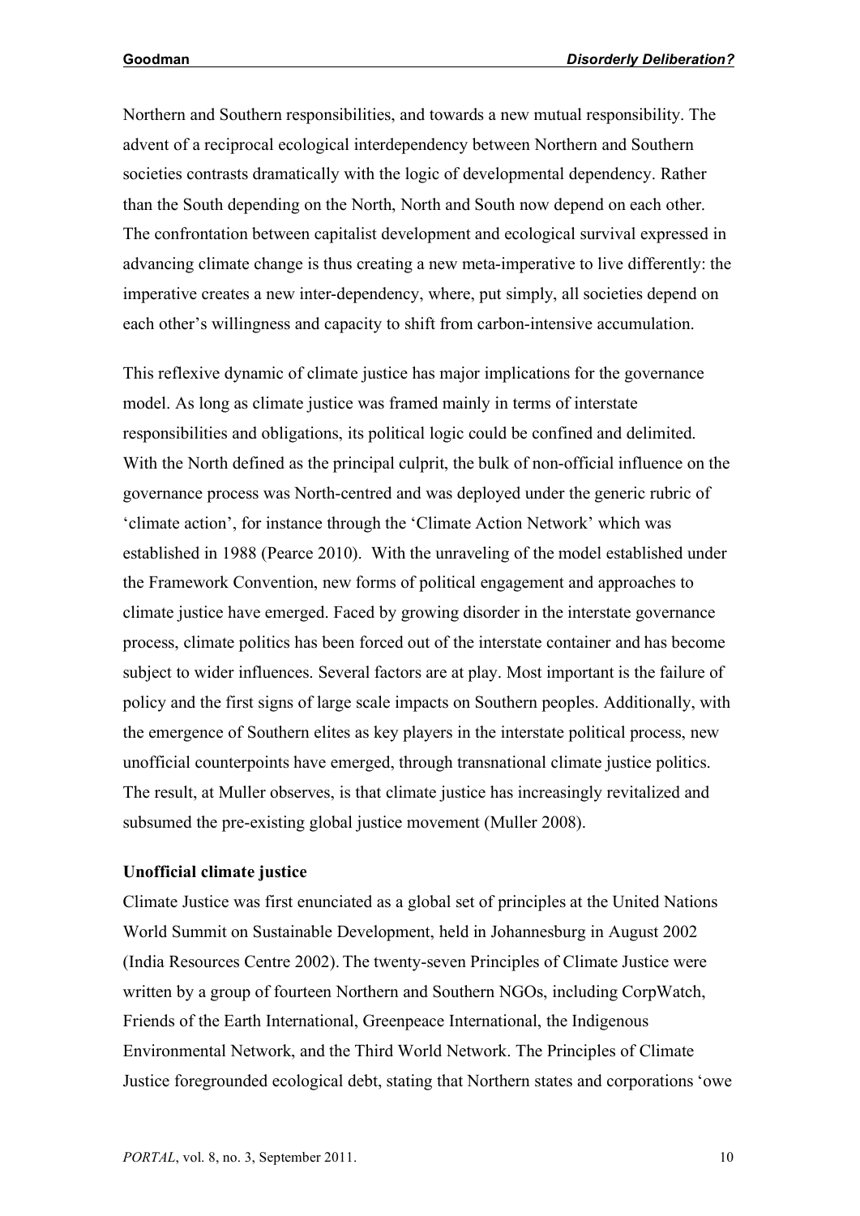Northern and Southern responsibilities, and towards a new mutual responsibility. The advent of a reciprocal ecological interdependency between Northern and Southern societies contrasts dramatically with the logic of developmental dependency. Rather than the South depending on the North, North and South now depend on each other. The confrontation between capitalist development and ecological survival expressed in advancing climate change is thus creating a new meta-imperative to live differently: the imperative creates a new inter-dependency, where, put simply, all societies depend on each other's willingness and capacity to shift from carbon-intensive accumulation.

This reflexive dynamic of climate justice has major implications for the governance model. As long as climate justice was framed mainly in terms of interstate responsibilities and obligations, its political logic could be confined and delimited. With the North defined as the principal culprit, the bulk of non-official influence on the governance process was North-centred and was deployed under the generic rubric of 'climate action', for instance through the 'Climate Action Network' which was established in 1988 (Pearce 2010). With the unraveling of the model established under the Framework Convention, new forms of political engagement and approaches to climate justice have emerged. Faced by growing disorder in the interstate governance process, climate politics has been forced out of the interstate container and has become subject to wider influences. Several factors are at play. Most important is the failure of policy and the first signs of large scale impacts on Southern peoples. Additionally, with the emergence of Southern elites as key players in the interstate political process, new unofficial counterpoints have emerged, through transnational climate justice politics. The result, at Muller observes, is that climate justice has increasingly revitalized and subsumed the pre-existing global justice movement (Muller 2008).

**Unofficial climate justice**

Climate Justice was first enunciated as a global set of principles at the United Nations World Summit on Sustainable Development, held in Johannesburg in August 2002 (India Resources Centre 2002). The twenty-seven Principles of Climate Justice were written by a group of fourteen Northern and Southern NGOs, including CorpWatch, Friends of the Earth International, Greenpeace International, the Indigenous Environmental Network, and the Third World Network. The Principles of Climate Justice foregrounded ecological debt, stating that Northern states and corporations 'owe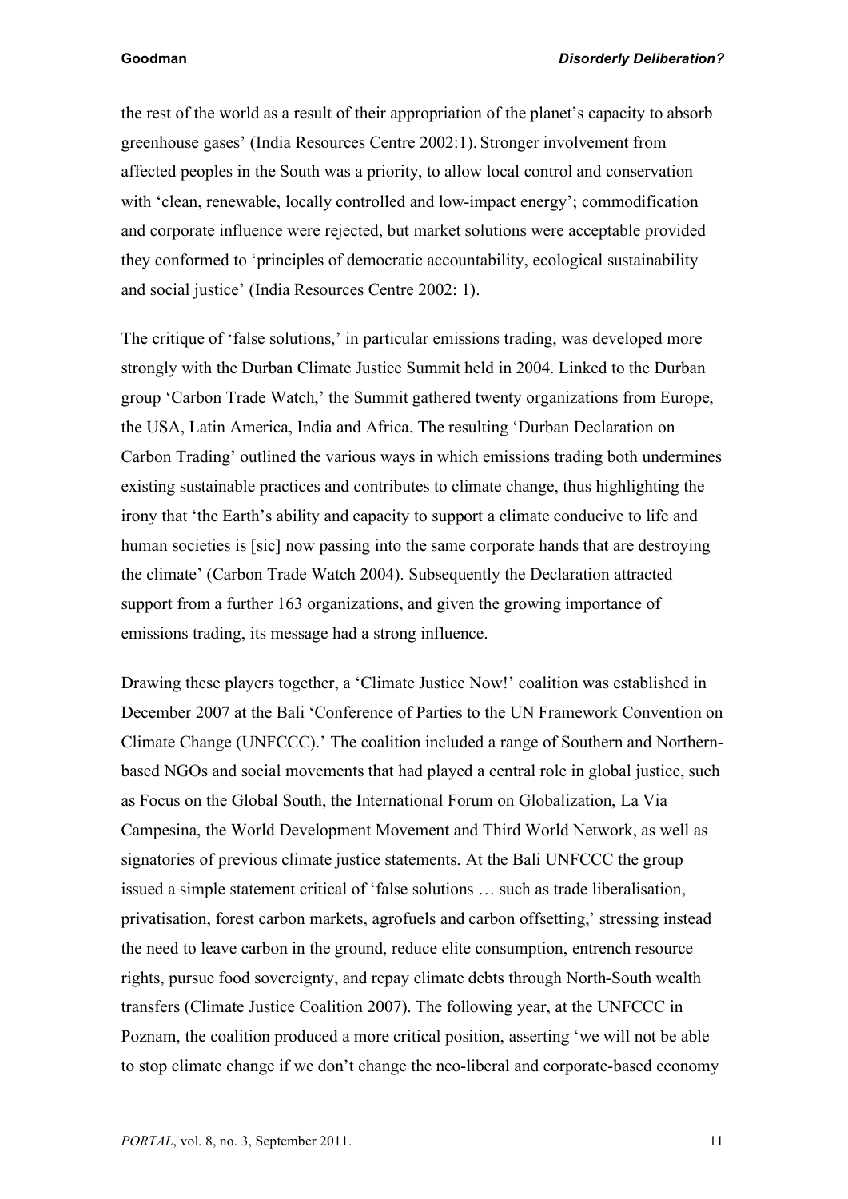the rest of the world as a result of their appropriation of the planet's capacity to absorb greenhouse gases' (India Resources Centre 2002:1). Stronger involvement from affected peoples in the South was a priority, to allow local control and conservation with 'clean, renewable, locally controlled and low-impact energy'; commodification and corporate influence were rejected, but market solutions were acceptable provided they conformed to 'principles of democratic accountability, ecological sustainability and social justice' (India Resources Centre 2002: 1).

The critique of 'false solutions,' in particular emissions trading, was developed more strongly with the Durban Climate Justice Summit held in 2004. Linked to the Durban group 'Carbon Trade Watch,' the Summit gathered twenty organizations from Europe, the USA, Latin America, India and Africa. The resulting 'Durban Declaration on Carbon Trading' outlined the various ways in which emissions trading both undermines existing sustainable practices and contributes to climate change, thus highlighting the irony that 'the Earth's ability and capacity to support a climate conducive to life and human societies is [sic] now passing into the same corporate hands that are destroying the climate' (Carbon Trade Watch 2004). Subsequently the Declaration attracted support from a further 163 organizations, and given the growing importance of emissions trading, its message had a strong influence.

Drawing these players together, a 'Climate Justice Now!' coalition was established in December 2007 at the Bali 'Conference of Parties to the UN Framework Convention on Climate Change (UNFCCC).' The coalition included a range of Southern and Northern-based NGOs and social movements that had played a central role in global justice, such as Focus on the Global South, the International Forum on Globalization, La Via Campesina, the World Development Movement and Third World Network, as well as signatories of previous climate justice statements. At the Bali UNFCCC the group issued a simple statement critical of 'false solutions … such as trade liberalisation, privatisation, forest carbon markets, agrofuels and carbon offsetting,' stressing instead the need to leave carbon in the ground, reduce elite consumption, entrench resource rights, pursue food sovereignty, and repay climate debts through North-South wealth transfers (Climate Justice Coalition 2007). The following year, at the UNFCCC in Poznam, the coalition produced a more critical position, asserting 'we will not be able to stop climate change if we don't change the neo-liberal and corporate-based economy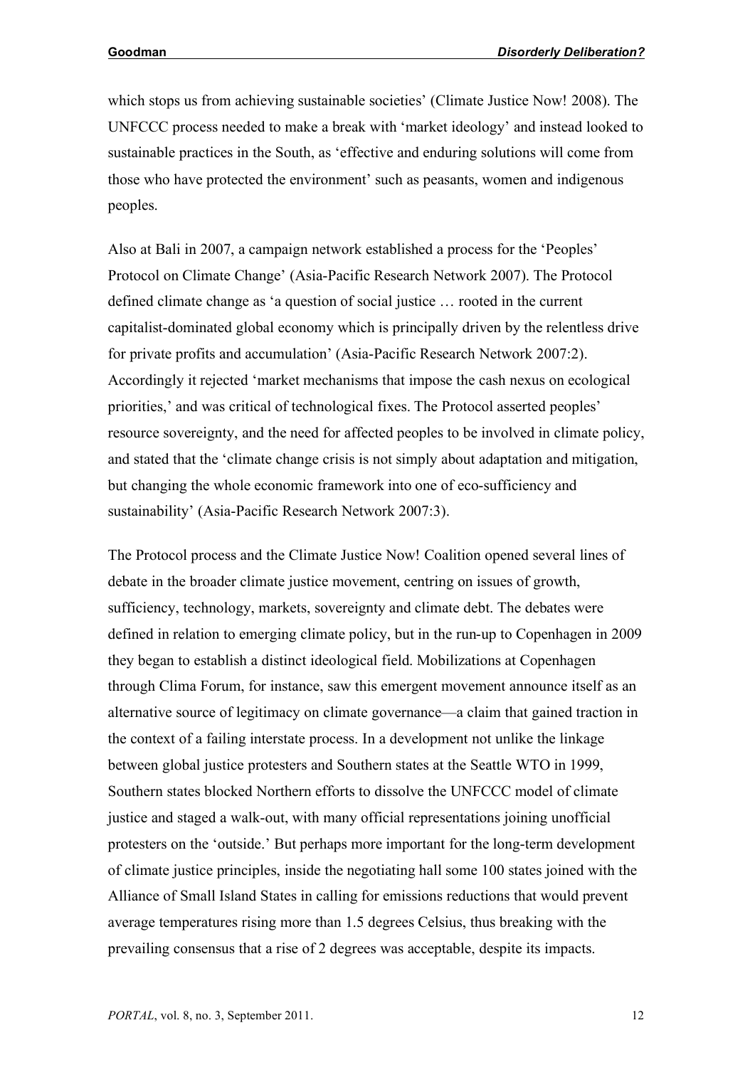which stops us from achieving sustainable societies' (Climate Justice Now! 2008). The UNFCCC process needed to make a break with 'market ideology' and instead looked to sustainable practices in the South, as 'effective and enduring solutions will come from those who have protected the environment' such as peasants, women and indigenous peoples.

Also at Bali in 2007, a campaign network established a process for the 'Peoples' Protocol on Climate Change' (Asia-Pacific Research Network 2007). The Protocol defined climate change as 'a question of social justice … rooted in the current capitalist-dominated global economy which is principally driven by the relentless drive for private profits and accumulation' (Asia-Pacific Research Network 2007:2). Accordingly it rejected 'market mechanisms that impose the cash nexus on ecological priorities,' and was critical of technological fixes. The Protocol asserted peoples' resource sovereignty, and the need for affected peoples to be involved in climate policy, and stated that the 'climate change crisis is not simply about adaptation and mitigation, but changing the whole economic framework into one of eco-sufficiency and sustainability' (Asia-Pacific Research Network 2007:3).

The Protocol process and the Climate Justice Now! Coalition opened several lines of debate in the broader climate justice movement, centring on issues of growth, sufficiency, technology, markets, sovereignty and climate debt. The debates were defined in relation to emerging climate policy, but in the run-up to Copenhagen in 2009 they began to establish a distinct ideological field. Mobilizations at Copenhagen through Clima Forum, for instance, saw this emergent movement announce itself as an alternative source of legitimacy on climate governance—a claim that gained traction in the context of a failing interstate process. In a development not unlike the linkage between global justice protesters and Southern states at the Seattle WTO in 1999, Southern states blocked Northern efforts to dissolve the UNFCCC model of climate justice and staged a walk-out, with many official representations joining unofficial protesters on the 'outside.' But perhaps more important for the long-term development of climate justice principles, inside the negotiating hall some 100 states joined with the Alliance of Small Island States in calling for emissions reductions that would prevent average temperatures rising more than 1.5 degrees Celsius, thus breaking with the prevailing consensus that a rise of 2 degrees was acceptable, despite its impacts.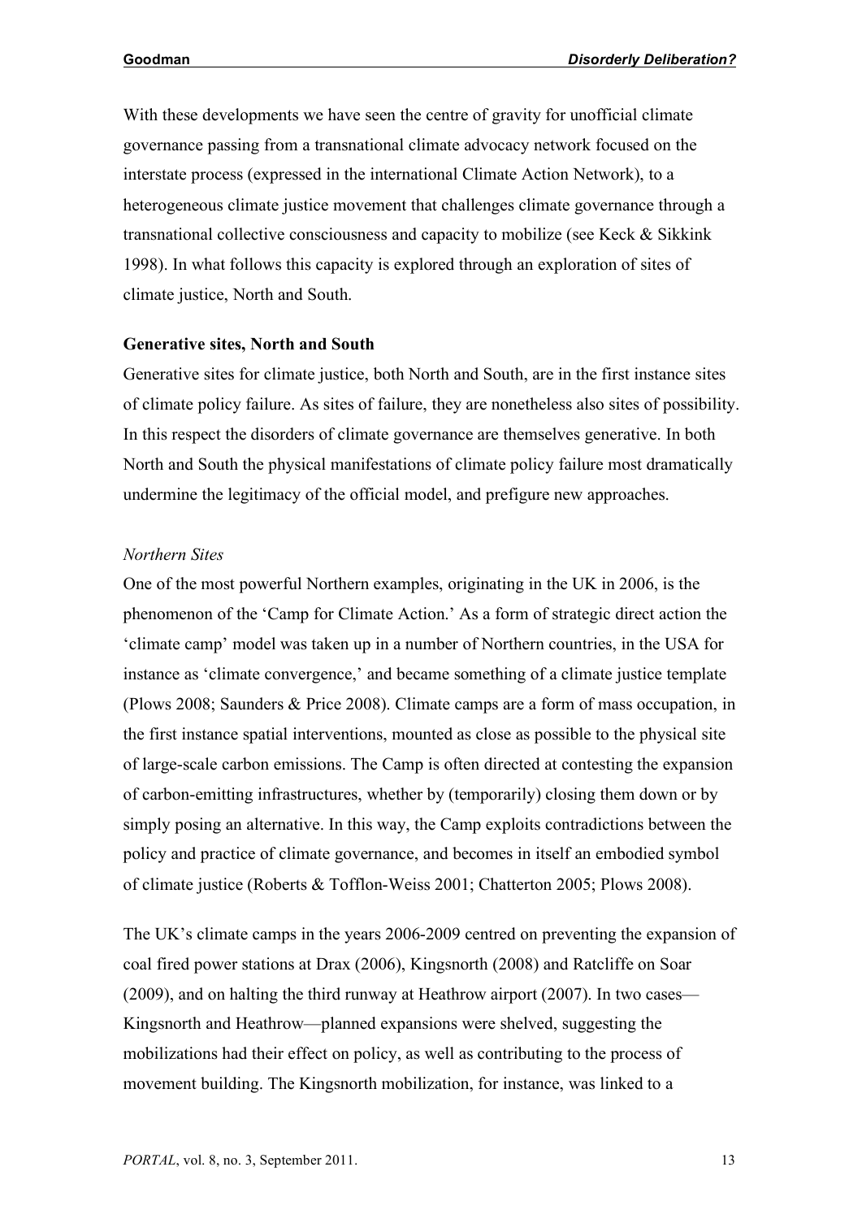With these developments we have seen the centre of gravity for unofficial climate governance passing from a transnational climate advocacy network focused on the interstate process (expressed in the international Climate Action Network), to a heterogeneous climate justice movement that challenges climate governance through a transnational collective consciousness and capacity to mobilize (see Keck & Sikkink 1998). In what follows this capacity is explored through an exploration of sites of climate justice, North and South.

**Generative sites, North and South**

Generative sites for climate justice, both North and South, are in the first instance sites of climate policy failure. As sites of failure, they are nonetheless also sites of possibility. In this respect the disorders of climate governance are themselves generative. In both North and South the physical manifestations of climate policy failure most dramatically undermine the legitimacy of the official model, and prefigure new approaches.

*Northern Sites*

One of the most powerful Northern examples, originating in the UK in 2006, is the phenomenon of the 'Camp for Climate Action.' As a form of strategic direct action the 'climate camp' model was taken up in a number of Northern countries, in the USA for instance as 'climate convergence,' and became something of a climate justice template (Plows 2008; Saunders & Price 2008). Climate camps are a form of mass occupation, in the first instance spatial interventions, mounted as close as possible to the physical site of large-scale carbon emissions. The Camp is often directed at contesting the expansion of carbon-emitting infrastructures, whether by (temporarily) closing them down or by simply posing an alternative. In this way, the Camp exploits contradictions between the policy and practice of climate governance, and becomes in itself an embodied symbol of climate justice (Roberts & Tofflon-Weiss 2001; Chatterton 2005; Plows 2008).

The UK's climate camps in the years 2006-2009 centred on preventing the expansion of coal fired power stations at Drax (2006), Kingsnorth (2008) and Ratcliffe on Soar (2009), and on halting the third runway at Heathrow airport (2007). In two cases—Kingsnorth and Heathrow—planned expansions were shelved, suggesting the mobilizations had their effect on policy, as well as contributing to the process of movement building. The Kingsnorth mobilization, for instance, was linked to a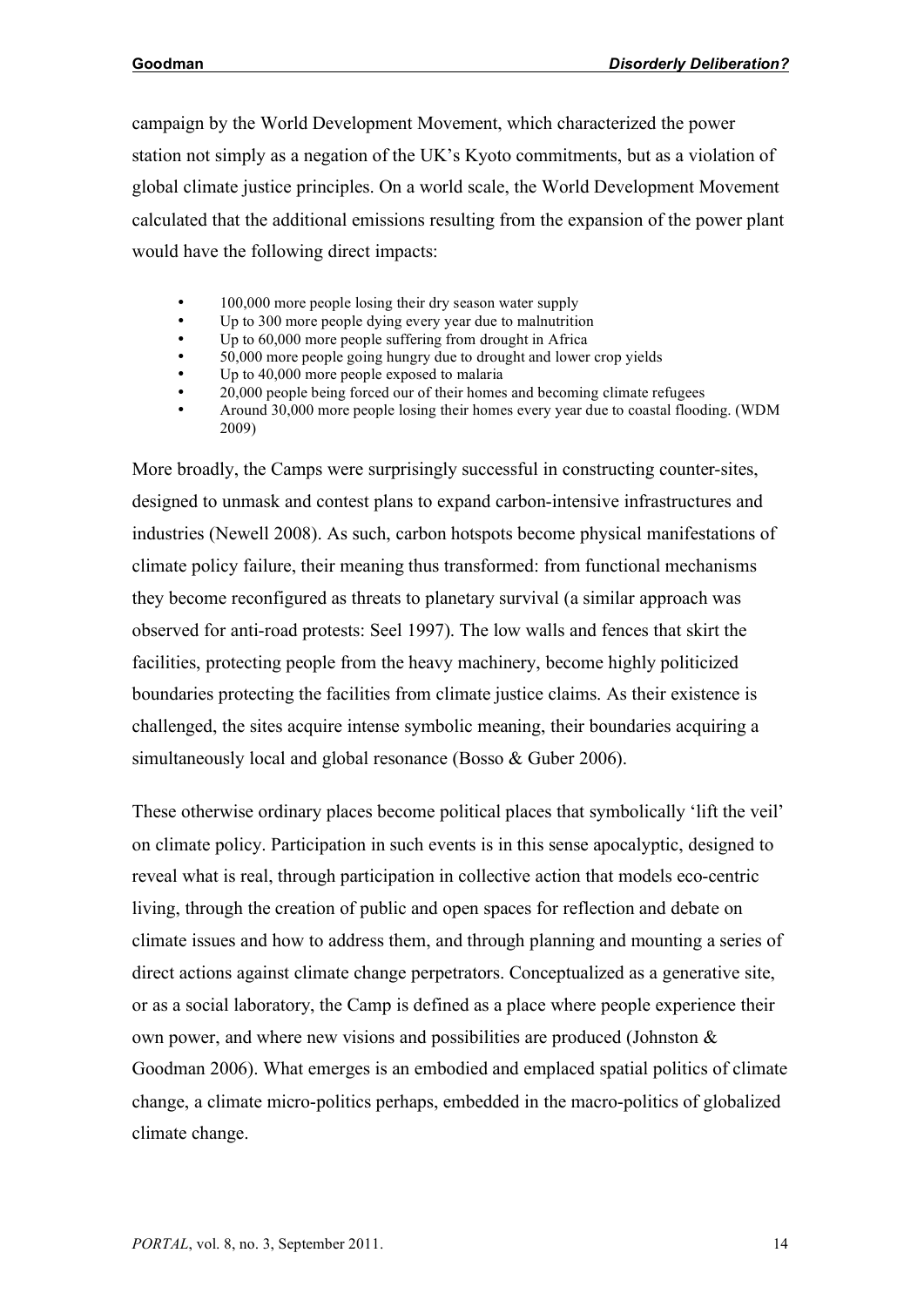campaign by the World Development Movement, which characterized the power station not simply as a negation of the UK's Kyoto commitments, but as a violation of global climate justice principles. On a world scale, the World Development Movement calculated that the additional emissions resulting from the expansion of the power plant would have the following direct impacts:

- 100,000 more people losing their dry season water supply
- Up to 300 more people dying every year due to malnutrition
- Up to 60,000 more people suffering from drought in Africa
- 50,000 more people going hungry due to drought and lower crop yields
- Up to 40,000 more people exposed to malaria
- 20,000 people being forced our of their homes and becoming climate refugees
- Around 30,000 more people losing their homes every year due to coastal flooding. (WDM 2009)

More broadly, the Camps were surprisingly successful in constructing counter-sites, designed to unmask and contest plans to expand carbon-intensive infrastructures and industries (Newell 2008). As such, carbon hotspots become physical manifestations of climate policy failure, their meaning thus transformed: from functional mechanisms they become reconfigured as threats to planetary survival (a similar approach was observed for anti-road protests: Seel 1997). The low walls and fences that skirt the facilities, protecting people from the heavy machinery, become highly politicized boundaries protecting the facilities from climate justice claims. As their existence is challenged, the sites acquire intense symbolic meaning, their boundaries acquiring a simultaneously local and global resonance (Bosso & Guber 2006).

These otherwise ordinary places become political places that symbolically 'lift the veil' on climate policy. Participation in such events is in this sense apocalyptic, designed to reveal what is real, through participation in collective action that models eco-centric living, through the creation of public and open spaces for reflection and debate on climate issues and how to address them, and through planning and mounting a series of direct actions against climate change perpetrators. Conceptualized as a generative site, or as a social laboratory, the Camp is defined as a place where people experience their own power, and where new visions and possibilities are produced (Johnston & Goodman 2006). What emerges is an embodied and emplaced spatial politics of climate change, a climate micro-politics perhaps, embedded in the macro-politics of globalized climate change.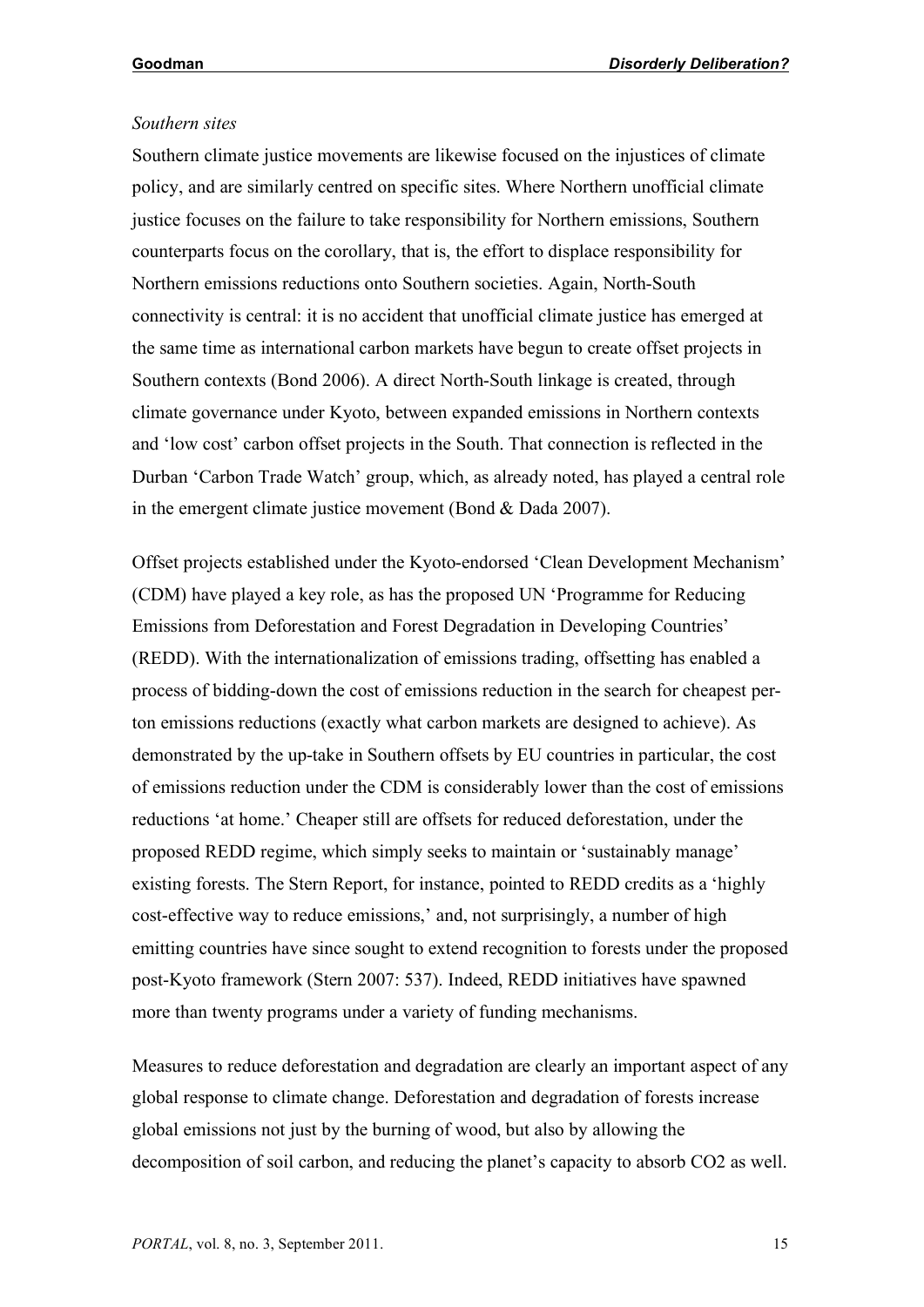*Southern sites*

Southern climate justice movements are likewise focused on the injustices of climate policy, and are similarly centred on specific sites. Where Northern unofficial climate justice focuses on the failure to take responsibility for Northern emissions, Southern counterparts focus on the corollary, that is, the effort to displace responsibility for Northern emissions reductions onto Southern societies. Again, North-South connectivity is central: it is no accident that unofficial climate justice has emerged at the same time as international carbon markets have begun to create offset projects in Southern contexts (Bond 2006). A direct North-South linkage is created, through climate governance under Kyoto, between expanded emissions in Northern contexts and 'low cost' carbon offset projects in the South. That connection is reflected in the Durban 'Carbon Trade Watch' group, which, as already noted, has played a central role in the emergent climate justice movement (Bond & Dada 2007).

Offset projects established under the Kyoto-endorsed 'Clean Development Mechanism' (CDM) have played a key role, as has the proposed UN 'Programme for Reducing Emissions from Deforestation and Forest Degradation in Developing Countries' (REDD). With the internationalization of emissions trading, offsetting has enabled a process of bidding-down the cost of emissions reduction in the search for cheapest per-ton emissions reductions (exactly what carbon markets are designed to achieve). As demonstrated by the up-take in Southern offsets by EU countries in particular, the cost of emissions reduction under the CDM is considerably lower than the cost of emissions reductions 'at home.' Cheaper still are offsets for reduced deforestation, under the proposed REDD regime, which simply seeks to maintain or 'sustainably manage' existing forests. The Stern Report, for instance, pointed to REDD credits as a 'highly cost-effective way to reduce emissions,' and, not surprisingly, a number of high emitting countries have since sought to extend recognition to forests under the proposed post-Kyoto framework (Stern 2007: 537). Indeed, REDD initiatives have spawned more than twenty programs under a variety of funding mechanisms.

Measures to reduce deforestation and degradation are clearly an important aspect of any global response to climate change. Deforestation and degradation of forests increase global emissions not just by the burning of wood, but also by allowing the decomposition of soil carbon, and reducing the planet's capacity to absorb $CO_2$ as well.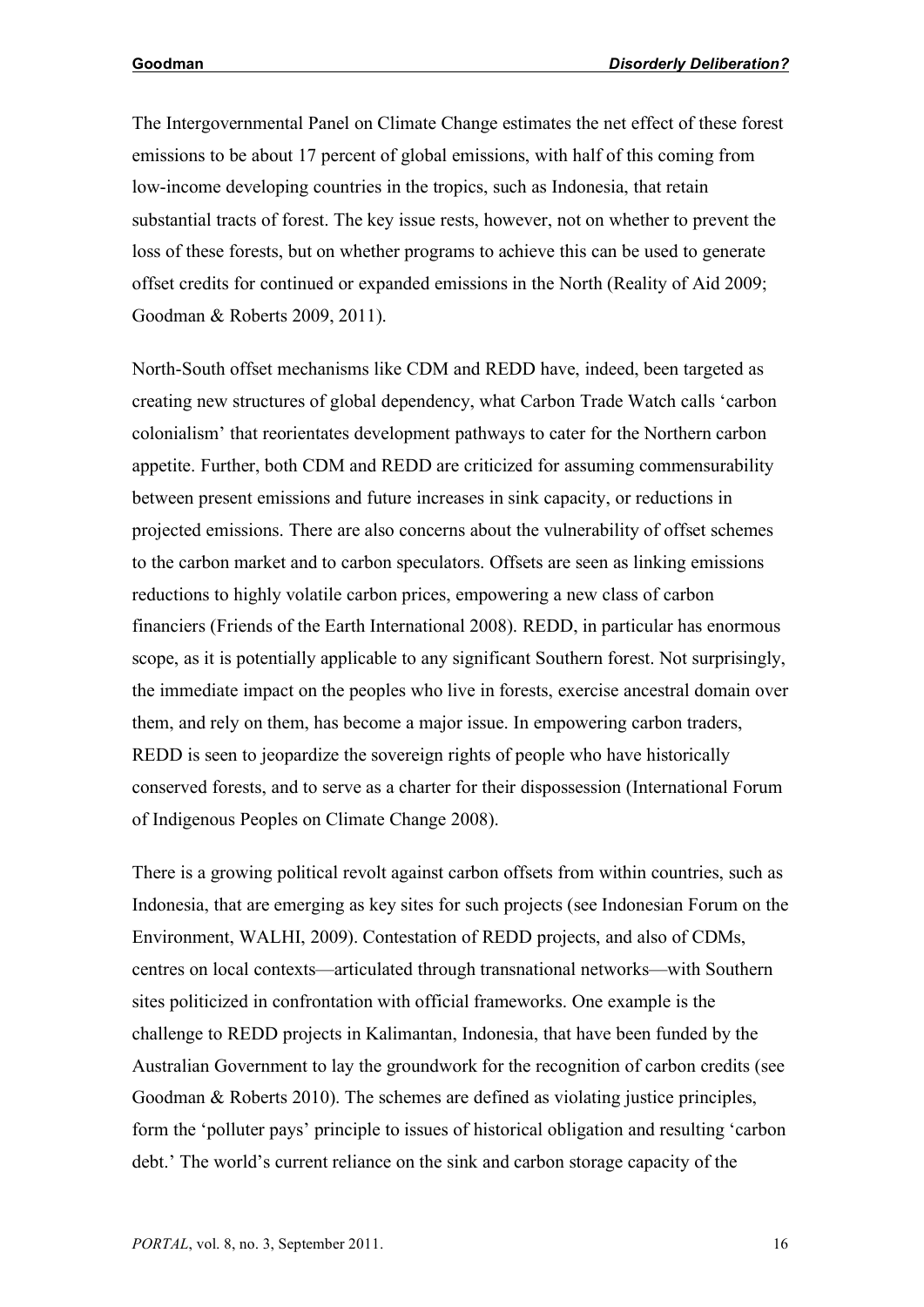The Intergovernmental Panel on Climate Change estimates the net effect of these forest emissions to be about 17 percent of global emissions, with half of this coming from low-income developing countries in the tropics, such as Indonesia, that retain substantial tracts of forest. The key issue rests, however, not on whether to prevent the loss of these forests, but on whether programs to achieve this can be used to generate offset credits for continued or expanded emissions in the North (Reality of Aid 2009; Goodman & Roberts 2009, 2011).

North-South offset mechanisms like CDM and REDD have, indeed, been targeted as creating new structures of global dependency, what Carbon Trade Watch calls 'carbon colonialism' that reorientates development pathways to cater for the Northern carbon appetite. Further, both CDM and REDD are criticized for assuming commensurability between present emissions and future increases in sink capacity, or reductions in projected emissions. There are also concerns about the vulnerability of offset schemes to the carbon market and to carbon speculators. Offsets are seen as linking emissions reductions to highly volatile carbon prices, empowering a new class of carbon financiers (Friends of the Earth International 2008). REDD, in particular has enormous scope, as it is potentially applicable to any significant Southern forest. Not surprisingly, the immediate impact on the peoples who live in forests, exercise ancestral domain over them, and rely on them, has become a major issue. In empowering carbon traders, REDD is seen to jeopardize the sovereign rights of people who have historically conserved forests, and to serve as a charter for their dispossession (International Forum of Indigenous Peoples on Climate Change 2008).

There is a growing political revolt against carbon offsets from within countries, such as Indonesia, that are emerging as key sites for such projects (see Indonesian Forum on the Environment, WALHI, 2009). Contestation of REDD projects, and also of CDMs, centres on local contexts—articulated through transnational networks—with Southern sites politicized in confrontation with official frameworks. One example is the challenge to REDD projects in Kalimantan, Indonesia, that have been funded by the Australian Government to lay the groundwork for the recognition of carbon credits (see Goodman & Roberts 2010). The schemes are defined as violating justice principles, form the 'polluter pays' principle to issues of historical obligation and resulting 'carbon debt.' The world's current reliance on the sink and carbon storage capacity of the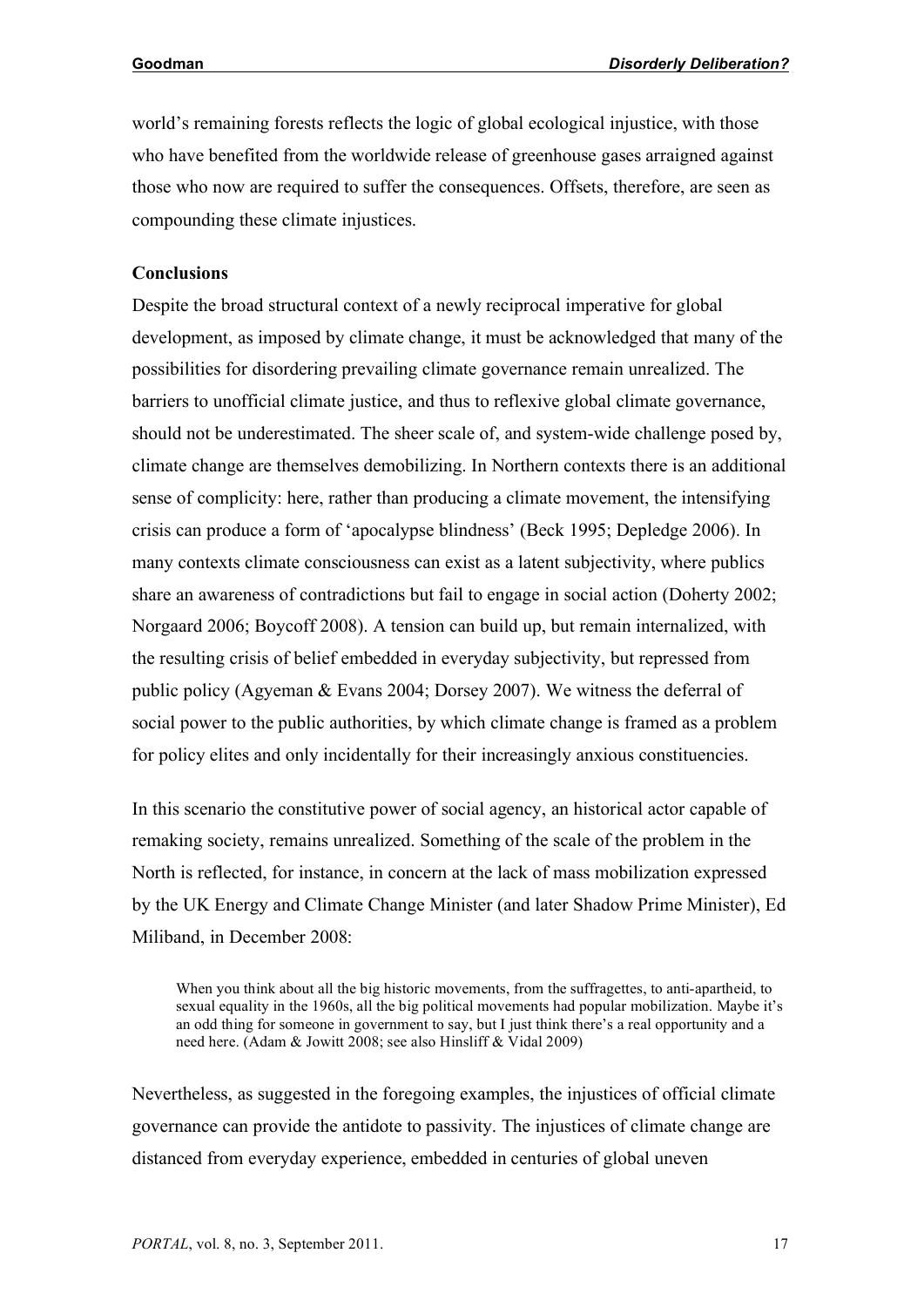world's remaining forests reflects the logic of global ecological injustice, with those who have benefited from the worldwide release of greenhouse gases arraigned against those who now are required to suffer the consequences. Offsets, therefore, are seen as compounding these climate injustices.

## Conclusions

Despite the broad structural context of a newly reciprocal imperative for global development, as imposed by climate change, it must be acknowledged that many of the possibilities for disordering prevailing climate governance remain unrealized. The barriers to unofficial climate justice, and thus to reflexive global climate governance, should not be underestimated. The sheer scale of, and system-wide challenge posed by, climate change are themselves demobilizing. In Northern contexts there is an additional sense of complicity: here, rather than producing a climate movement, the intensifying crisis can produce a form of 'apocalypse blindness' (Beck 1995; Depledge 2006). In many contexts climate consciousness can exist as a latent subjectivity, where publics share an awareness of contradictions but fail to engage in social action (Doherty 2002; Norgaard 2006; Boycoff 2008). A tension can build up, but remain internalized, with the resulting crisis of belief embedded in everyday subjectivity, but repressed from public policy (Agyeman & Evans 2004; Dorsey 2007). We witness the deferral of social power to the public authorities, by which climate change is framed as a problem for policy elites and only incidentally for their increasingly anxious constituencies.

In this scenario the constitutive power of social agency, an historical actor capable of remaking society, remains unrealized. Something of the scale of the problem in the North is reflected, for instance, in concern at the lack of mass mobilization expressed by the UK Energy and Climate Change Minister (and later Shadow Prime Minister), Ed Miliband, in December 2008:

> When you think about all the big historic movements, from the suffragettes, to anti-apartheid, to sexual equality in the 1960s, all the big political movements had popular mobilization. Maybe it's an odd thing for someone in government to say, but I just think there's a real opportunity and a need here. (Adam & Jowitt 2008; see also Hinsliff & Vidal 2009)

Nevertheless, as suggested in the foregoing examples, the injustices of official climate governance can provide the antidote to passivity. The injustices of climate change are distanced from everyday experience, embedded in centuries of global uneven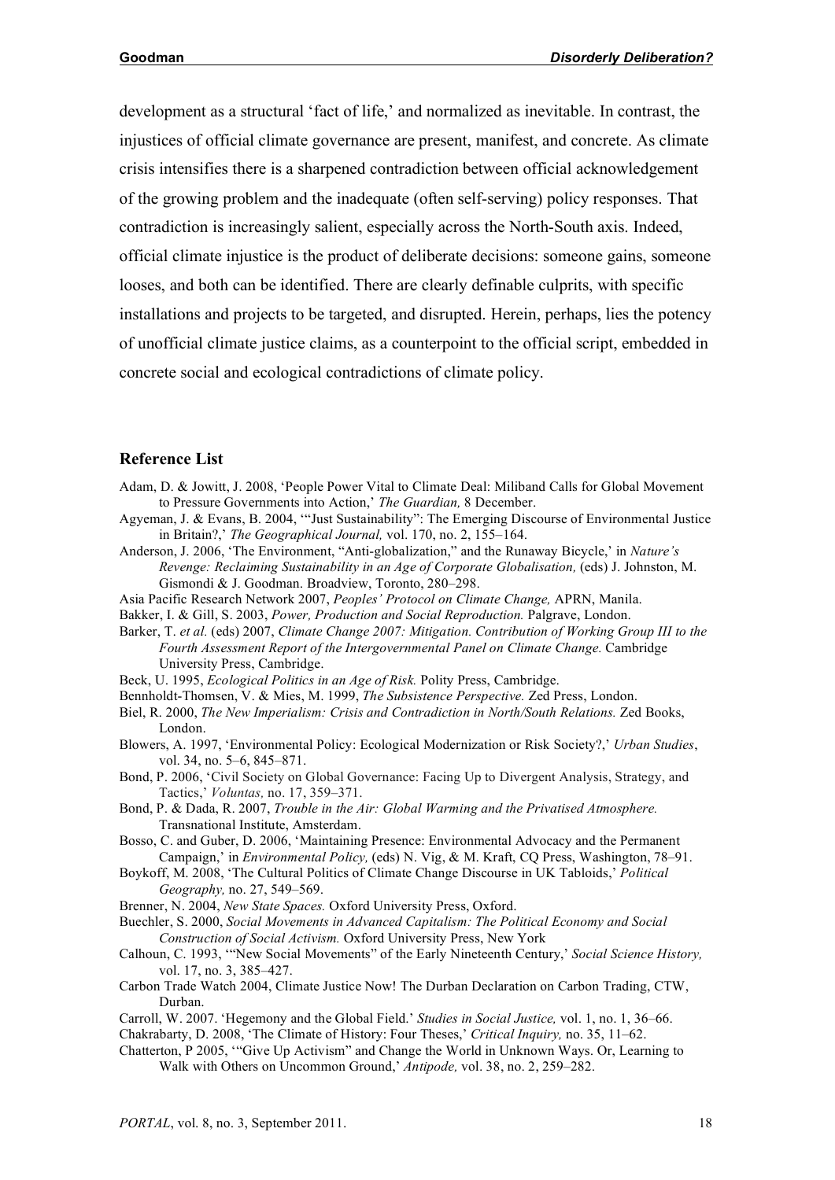development as a structural 'fact of life,' and normalized as inevitable. In contrast, the injustices of official climate governance are present, manifest, and concrete. As climate crisis intensifies there is a sharpened contradiction between official acknowledgement of the growing problem and the inadequate (often self-serving) policy responses. That contradiction is increasingly salient, especially across the North-South axis. Indeed, official climate injustice is the product of deliberate decisions: someone gains, someone looses, and both can be identified. There are clearly definable culprits, with specific installations and projects to be targeted, and disrupted. Herein, perhaps, lies the potency of unofficial climate justice claims, as a counterpoint to the official script, embedded in concrete social and ecological contradictions of climate policy.

## Reference List

Adam, D. & Jowitt, J. 2008, 'People Power Vital to Climate Deal: Miliband Calls for Global Movement to Pressure Governments into Action,' *The Guardian,* 8 December.

Agyeman, J. & Evans, B. 2004, '"Just Sustainability": The Emerging Discourse of Environmental Justice in Britain?,' *The Geographical Journal,* vol. 170, no. 2, 155–164.

Anderson, J. 2006, 'The Environment, "Anti-globalization," and the Runaway Bicycle,' in *Nature's Revenge: Reclaiming Sustainability in an Age of Corporate Globalisation,* (eds) J. Johnston, M. Gismondi & J. Goodman. Broadview, Toronto, 280–298.

Asia Pacific Research Network 2007, *Peoples' Protocol on Climate Change,* APRN, Manila.

Bakker, I. & Gill, S. 2003, *Power, Production and Social Reproduction.* Palgrave, London.

Barker, T. *et al.* (eds) 2007, *Climate Change 2007: Mitigation. Contribution of Working Group III to the Fourth Assessment Report of the Intergovernmental Panel on Climate Change.* Cambridge University Press, Cambridge.

Beck, U. 1995, *Ecological Politics in an Age of Risk.* Polity Press, Cambridge.

Bennholdt-Thomsen, V. & Mies, M. 1999, *The Subsistence Perspective.* Zed Press, London.

Biel, R. 2000, *The New Imperialism: Crisis and Contradiction in North/South Relations.* Zed Books, London.

Blowers, A. 1997, 'Environmental Policy: Ecological Modernization or Risk Society?,' *Urban Studies*, vol. 34, no. 5–6, 845–871.

Bond, P. 2006, 'Civil Society on Global Governance: Facing Up to Divergent Analysis, Strategy, and Tactics,' *Voluntas,* no. 17, 359–371.

Bond, P. & Dada, R. 2007, *Trouble in the Air: Global Warming and the Privatised Atmosphere.* Transnational Institute, Amsterdam.

Bosso, C. and Guber, D. 2006, 'Maintaining Presence: Environmental Advocacy and the Permanent Campaign,' in *Environmental Policy,* (eds) N. Vig, & M. Kraft, CQ Press, Washington, 78–91.

Boykoff, M. 2008, 'The Cultural Politics of Climate Change Discourse in UK Tabloids,' *Political Geography,* no. 27, 549–569.

Brenner, N. 2004, *New State Spaces.* Oxford University Press, Oxford.

Buechler, S. 2000, *Social Movements in Advanced Capitalism: The Political Economy and Social Construction of Social Activism.* Oxford University Press, New York

Calhoun, C. 1993, '"New Social Movements" of the Early Nineteenth Century,' *Social Science History,* vol. 17, no. 3, 385–427.

Carbon Trade Watch 2004, Climate Justice Now! The Durban Declaration on Carbon Trading, CTW, Durban.

Carroll, W. 2007. 'Hegemony and the Global Field.' *Studies in Social Justice,* vol. 1, no. 1, 36–66.

Chakrabarty, D. 2008, 'The Climate of History: Four Theses,' *Critical Inquiry,* no. 35, 11–62.

Chatterton, P 2005, '"Give Up Activism" and Change the World in Unknown Ways. Or, Learning to Walk with Others on Uncommon Ground,' *Antipode,* vol. 38, no. 2, 259–282.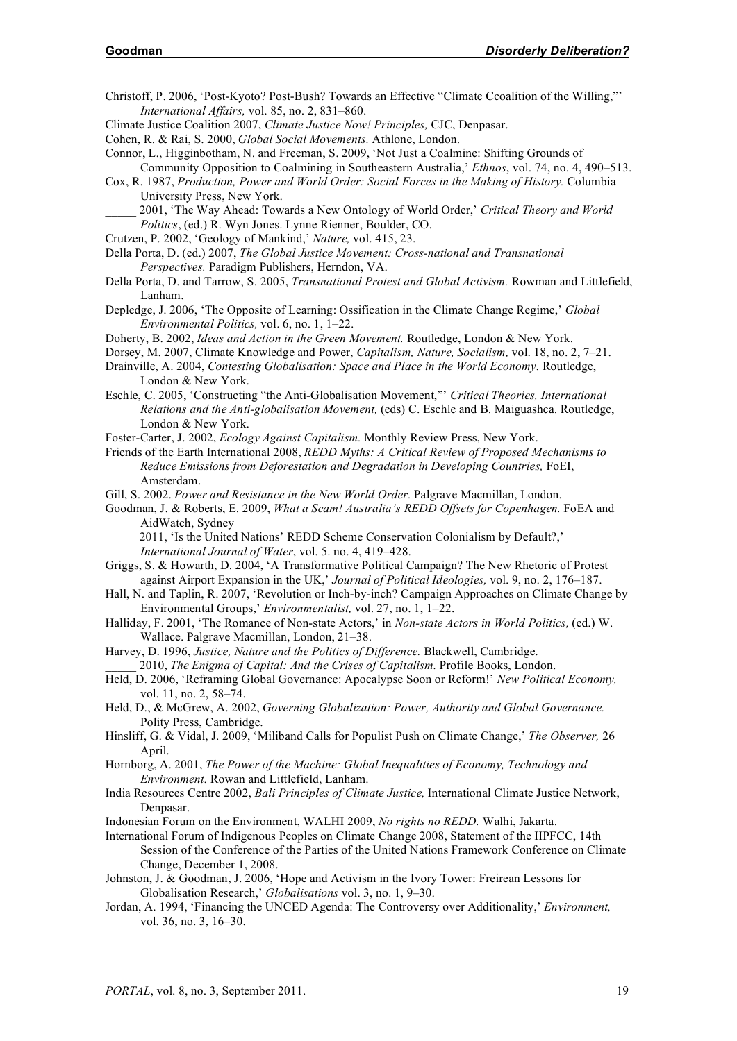Christoff, P. 2006, 'Post-Kyoto? Post-Bush? Towards an Effective "Climate Ccoalition of the Willing,"' *International Affairs,* vol. 85, no. 2, 831–860.

Climate Justice Coalition 2007, *Climate Justice Now! Principles,* CJC, Denpasar.

Cohen, R. & Rai, S. 2000, *Global Social Movements.* Athlone, London.

Connor, L., Higginbotham, N. and Freeman, S. 2009, 'Not Just a Coalmine: Shifting Grounds of Community Opposition to Coalmining in Southeastern Australia,' *Ethnos*, vol. 74, no. 4, 490–513.

Cox, R. 1987, *Production, Power and World Order: Social Forces in the Making of History.* Columbia University Press, New York.

_____ 2001, 'The Way Ahead: Towards a New Ontology of World Order,' *Critical Theory and World Politics*, (ed.) R. Wyn Jones. Lynne Rienner, Boulder, CO.

Crutzen, P. 2002, 'Geology of Mankind,' *Nature,* vol. 415, 23.

Della Porta, D. (ed.) 2007, *The Global Justice Movement: Cross-national and Transnational Perspectives.* Paradigm Publishers, Herndon, VA.

Della Porta, D. and Tarrow, S. 2005, *Transnational Protest and Global Activism.* Rowman and Littlefield, Lanham.

Depledge, J. 2006, 'The Opposite of Learning: Ossification in the Climate Change Regime,' *Global Environmental Politics,* vol. 6, no. 1, 1–22.

Doherty, B. 2002, *Ideas and Action in the Green Movement.* Routledge, London & New York.

Dorsey, M. 2007, Climate Knowledge and Power, *Capitalism, Nature, Socialism,* vol. 18, no. 2, 7–21.

Drainville, A. 2004, *Contesting Globalisation: Space and Place in the World Economy*. Routledge, London & New York.

Eschle, C. 2005, 'Constructing "the Anti-Globalisation Movement,"' *Critical Theories, International Relations and the Anti-globalisation Movement,* (eds) C. Eschle and B. Maiguashca. Routledge, London & New York.

Foster-Carter, J. 2002, *Ecology Against Capitalism.* Monthly Review Press, New York.

Friends of the Earth International 2008, *REDD Myths: A Critical Review of Proposed Mechanisms to Reduce Emissions from Deforestation and Degradation in Developing Countries,* FoEI, Amsterdam.

Gill, S. 2002. *Power and Resistance in the New World Order.* Palgrave Macmillan, London.

Goodman, J. & Roberts, E. 2009, *What a Scam! Australia's REDD Offsets for Copenhagen.* FoEA and AidWatch, Sydney

_____ 2011, 'Is the United Nations' REDD Scheme Conservation Colonialism by Default?,' *International Journal of Water*, vol. 5. no. 4, 419–428.

Griggs, S. & Howarth, D. 2004, 'A Transformative Political Campaign? The New Rhetoric of Protest against Airport Expansion in the UK,' *Journal of Political Ideologies,* vol. 9, no. 2, 176–187.

Hall, N. and Taplin, R. 2007, 'Revolution or Inch-by-inch? Campaign Approaches on Climate Change by Environmental Groups,' *Environmentalist,* vol. 27, no. 1, 1–22.

Halliday, F. 2001, 'The Romance of Non-state Actors,' in *Non-state Actors in World Politics,* (ed.) W. Wallace. Palgrave Macmillan, London, 21–38.

Harvey, D. 1996, *Justice, Nature and the Politics of Difference.* Blackwell, Cambridge.

_____ 2010, *The Enigma of Capital: And the Crises of Capitalism.* Profile Books, London.

Held, D. 2006, 'Reframing Global Governance: Apocalypse Soon or Reform!' *New Political Economy,* vol. 11, no. 2, 58–74.

Held, D., & McGrew, A. 2002, *Governing Globalization: Power, Authority and Global Governance.* Polity Press, Cambridge.

Hinsliff, G. & Vidal, J. 2009, 'Miliband Calls for Populist Push on Climate Change,' *The Observer,* 26 April.

Hornborg, A. 2001, *The Power of the Machine: Global Inequalities of Economy, Technology and Environment.* Rowan and Littlefield, Lanham.

India Resources Centre 2002, *Bali Principles of Climate Justice,* International Climate Justice Network, Denpasar.

Indonesian Forum on the Environment, WALHI 2009, *No rights no REDD.* Walhi, Jakarta.

International Forum of Indigenous Peoples on Climate Change 2008, Statement of the IIPFCC, 14th Session of the Conference of the Parties of the United Nations Framework Conference on Climate Change, December 1, 2008.

Johnston, J. & Goodman, J. 2006, 'Hope and Activism in the Ivory Tower: Freirean Lessons for Globalisation Research,' *Globalisations* vol. 3, no. 1, 9–30.

Jordan, A. 1994, 'Financing the UNCED Agenda: The Controversy over Additionality,' *Environment,* vol. 36, no. 3, 16–30.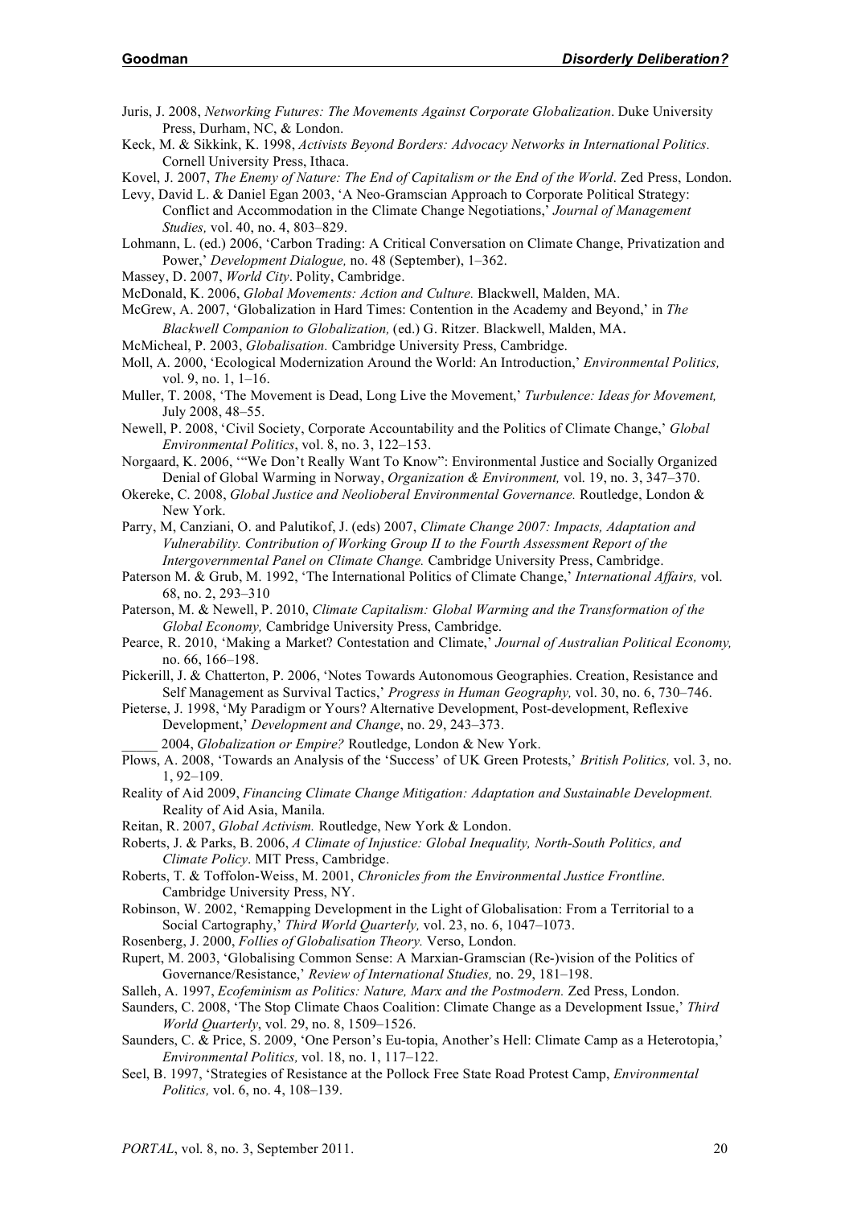Juris, J. 2008, *Networking Futures: The Movements Against Corporate Globalization*. Duke University Press, Durham, NC, & London.

Keck, M. & Sikkink, K. 1998, *Activists Beyond Borders: Advocacy Networks in International Politics.* Cornell University Press, Ithaca.

Kovel, J. 2007, *The Enemy of Nature: The End of Capitalism or the End of the World*. Zed Press, London.

Levy, David L. & Daniel Egan 2003, 'A Neo-Gramscian Approach to Corporate Political Strategy: Conflict and Accommodation in the Climate Change Negotiations,' *Journal of Management Studies,* vol. 40, no. 4, 803–829.

Lohmann, L. (ed.) 2006, 'Carbon Trading: A Critical Conversation on Climate Change, Privatization and Power,' *Development Dialogue,* no. 48 (September), 1–362.

Massey, D. 2007, *World City*. Polity, Cambridge.

McDonald, K. 2006, *Global Movements: Action and Culture.* Blackwell, Malden, MA.

McGrew, A. 2007, 'Globalization in Hard Times: Contention in the Academy and Beyond,' in *The Blackwell Companion to Globalization,* (ed.) G. Ritzer. Blackwell, Malden, MA.

McMicheal, P. 2003, *Globalisation.* Cambridge University Press, Cambridge.

Moll, A. 2000, 'Ecological Modernization Around the World: An Introduction,' *Environmental Politics,* vol. 9, no. 1, 1–16.

Muller, T. 2008, 'The Movement is Dead, Long Live the Movement,' *Turbulence: Ideas for Movement,* July 2008, 48–55.

Newell, P. 2008, 'Civil Society, Corporate Accountability and the Politics of Climate Change,' *Global Environmental Politics*, vol. 8, no. 3, 122–153.

Norgaard, K. 2006, '"We Don't Really Want To Know": Environmental Justice and Socially Organized Denial of Global Warming in Norway, *Organization & Environment,* vol. 19, no. 3, 347–370.

Okereke, C. 2008, *Global Justice and Neolioberal Environmental Governance.* Routledge, London & New York.

Parry, M, Canziani, O. and Palutikof, J. (eds) 2007, *Climate Change 2007: Impacts, Adaptation and Vulnerability. Contribution of Working Group II to the Fourth Assessment Report of the Intergovernmental Panel on Climate Change.* Cambridge University Press, Cambridge.

Paterson M. & Grub, M. 1992, 'The International Politics of Climate Change,' *International Affairs,* vol. 68, no. 2, 293–310

Paterson, M. & Newell, P. 2010, *Climate Capitalism: Global Warming and the Transformation of the Global Economy,* Cambridge University Press, Cambridge.

Pearce, R. 2010, 'Making a Market? Contestation and Climate,' *Journal of Australian Political Economy,* no. 66, 166–198.

Pickerill, J. & Chatterton, P. 2006, 'Notes Towards Autonomous Geographies. Creation, Resistance and Self Management as Survival Tactics,' *Progress in Human Geography,* vol. 30, no. 6, 730–746.

Pieterse, J. 1998, 'My Paradigm or Yours? Alternative Development, Post-development, Reflexive Development,' *Development and Change*, no. 29, 243–373.

_____ 2004, *Globalization or Empire?* Routledge, London & New York.

Plows, A. 2008, 'Towards an Analysis of the 'Success' of UK Green Protests,' *British Politics,* vol. 3, no. 1, 92–109.

Reality of Aid 2009, *Financing Climate Change Mitigation: Adaptation and Sustainable Development.* Reality of Aid Asia, Manila.

Reitan, R. 2007, *Global Activism.* Routledge, New York & London.

Roberts, J. & Parks, B. 2006, *A Climate of Injustice: Global Inequality, North-South Politics, and Climate Policy*. MIT Press, Cambridge.

Roberts, T. & Toffolon-Weiss, M. 2001, *Chronicles from the Environmental Justice Frontline*. Cambridge University Press, NY.

Robinson, W. 2002, 'Remapping Development in the Light of Globalisation: From a Territorial to a Social Cartography,' *Third World Quarterly,* vol. 23, no. 6, 1047–1073.

Rosenberg, J. 2000, *Follies of Globalisation Theory.* Verso, London.

Rupert, M. 2003, 'Globalising Common Sense: A Marxian-Gramscian (Re-)vision of the Politics of Governance/Resistance,' *Review of International Studies,* no. 29, 181–198.

Salleh, A. 1997, *Ecofeminism as Politics: Nature, Marx and the Postmodern.* Zed Press, London.

Saunders, C. 2008, 'The Stop Climate Chaos Coalition: Climate Change as a Development Issue,' *Third World Quarterly*, vol. 29, no. 8, 1509–1526.

Saunders, C. & Price, S. 2009, 'One Person's Eu-topia, Another's Hell: Climate Camp as a Heterotopia,' *Environmental Politics,* vol. 18, no. 1, 117–122.

Seel, B. 1997, 'Strategies of Resistance at the Pollock Free State Road Protest Camp, *Environmental Politics,* vol. 6, no. 4, 108–139.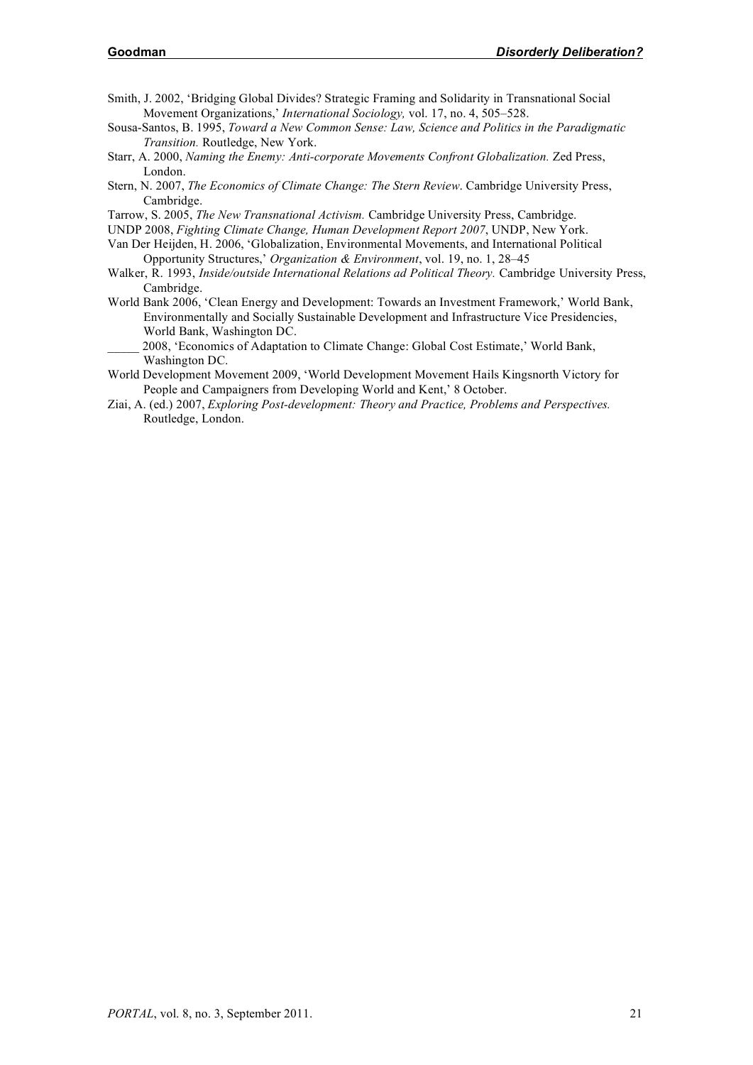Smith, J. 2002, 'Bridging Global Divides? Strategic Framing and Solidarity in Transnational Social Movement Organizations,' *International Sociology,* vol. 17, no. 4, 505–528.

Sousa-Santos, B. 1995, *Toward a New Common Sense: Law, Science and Politics in the Paradigmatic Transition.* Routledge, New York.

Starr, A. 2000, *Naming the Enemy: Anti-corporate Movements Confront Globalization.* Zed Press, London.

Stern, N. 2007, *The Economics of Climate Change: The Stern Review*. Cambridge University Press, Cambridge.

Tarrow, S. 2005, *The New Transnational Activism.* Cambridge University Press, Cambridge.

UNDP 2008, *Fighting Climate Change, Human Development Report 2007*, UNDP, New York.

Van Der Heijden, H. 2006, 'Globalization, Environmental Movements, and International Political Opportunity Structures,' *Organization & Environment*, vol. 19, no. 1, 28–45

Walker, R. 1993, *Inside/outside International Relations ad Political Theory.* Cambridge University Press, Cambridge.

World Bank 2006, 'Clean Energy and Development: Towards an Investment Framework,' World Bank, Environmentally and Socially Sustainable Development and Infrastructure Vice Presidencies, World Bank, Washington DC.

_____ 2008, 'Economics of Adaptation to Climate Change: Global Cost Estimate,' World Bank, Washington DC.

World Development Movement 2009, 'World Development Movement Hails Kingsnorth Victory for People and Campaigners from Developing World and Kent,' 8 October.

Ziai, A. (ed.) 2007, *Exploring Post-development: Theory and Practice, Problems and Perspectives.* Routledge, London.